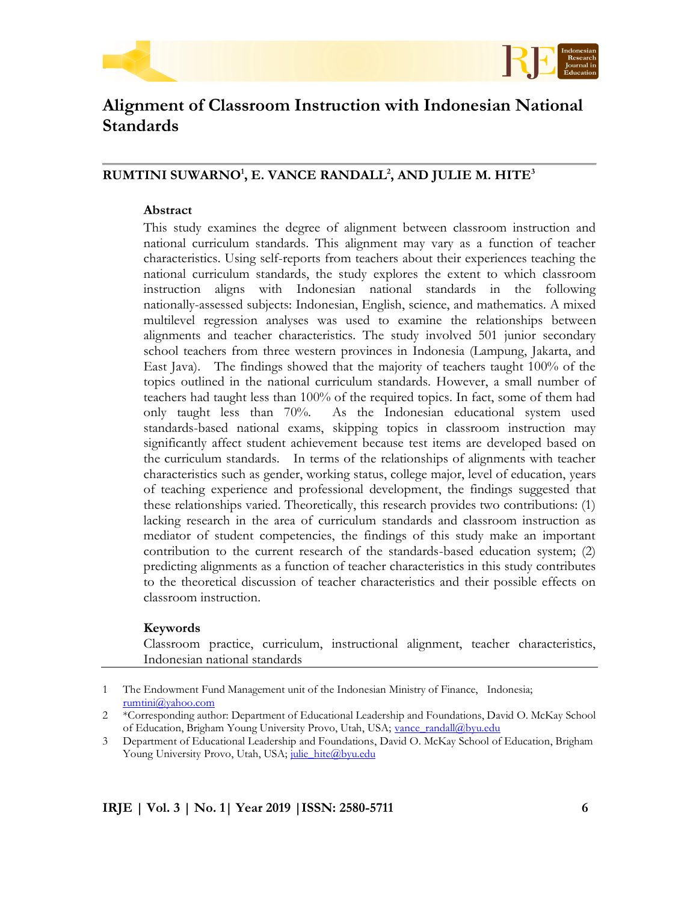# Alignment of Classroom Instruction with Indonesian National Standards

**RUMTINI SUWARNO[1], E. VANCE RANDALL[2], AND JULIE M. HITE[3]**

**Abstract**

This study examines the degree of alignment between classroom instruction and national curriculum standards. This alignment may vary as a function of teacher characteristics. Using self-reports from teachers about their experiences teaching the national curriculum standards, the study explores the extent to which classroom instruction aligns with Indonesian national standards in the following nationally-assessed subjects: Indonesian, English, science, and mathematics. A mixed multilevel regression analyses was used to examine the relationships between alignments and teacher characteristics. The study involved 501 junior secondary school teachers from three western provinces in Indonesia (Lampung, Jakarta, and East Java). The findings showed that the majority of teachers taught 100% of the topics outlined in the national curriculum standards. However, a small number of teachers had taught less than 100% of the required topics. In fact, some of them had only taught less than 70%. As the Indonesian educational system used standards-based national exams, skipping topics in classroom instruction may significantly affect student achievement because test items are developed based on the curriculum standards. In terms of the relationships of alignments with teacher characteristics such as gender, working status, college major, level of education, years of teaching experience and professional development, the findings suggested that these relationships varied. Theoretically, this research provides two contributions: (1) lacking research in the area of curriculum standards and classroom instruction as mediator of student competencies, the findings of this study make an important contribution to the current research of the standards-based education system; (2) predicting alignments as a function of teacher characteristics in this study contributes to the theoretical discussion of teacher characteristics and their possible effects on classroom instruction.

**Keywords**

Classroom practice, curriculum, instructional alignment, teacher characteristics, Indonesian national standards

---

1 The Endowment Fund Management unit of the Indonesian Ministry of Finance, Indonesia; rumtini@yahoo.com

2 *Corresponding author: Department of Educational Leadership and Foundations, David O. McKay School of Education, Brigham Young University Provo, Utah, USA; vance_randall@byu.edu

3 Department of Educational Leadership and Foundations, David O. McKay School of Education, Brigham Young University Provo, Utah, USA; julie_hite@byu.edu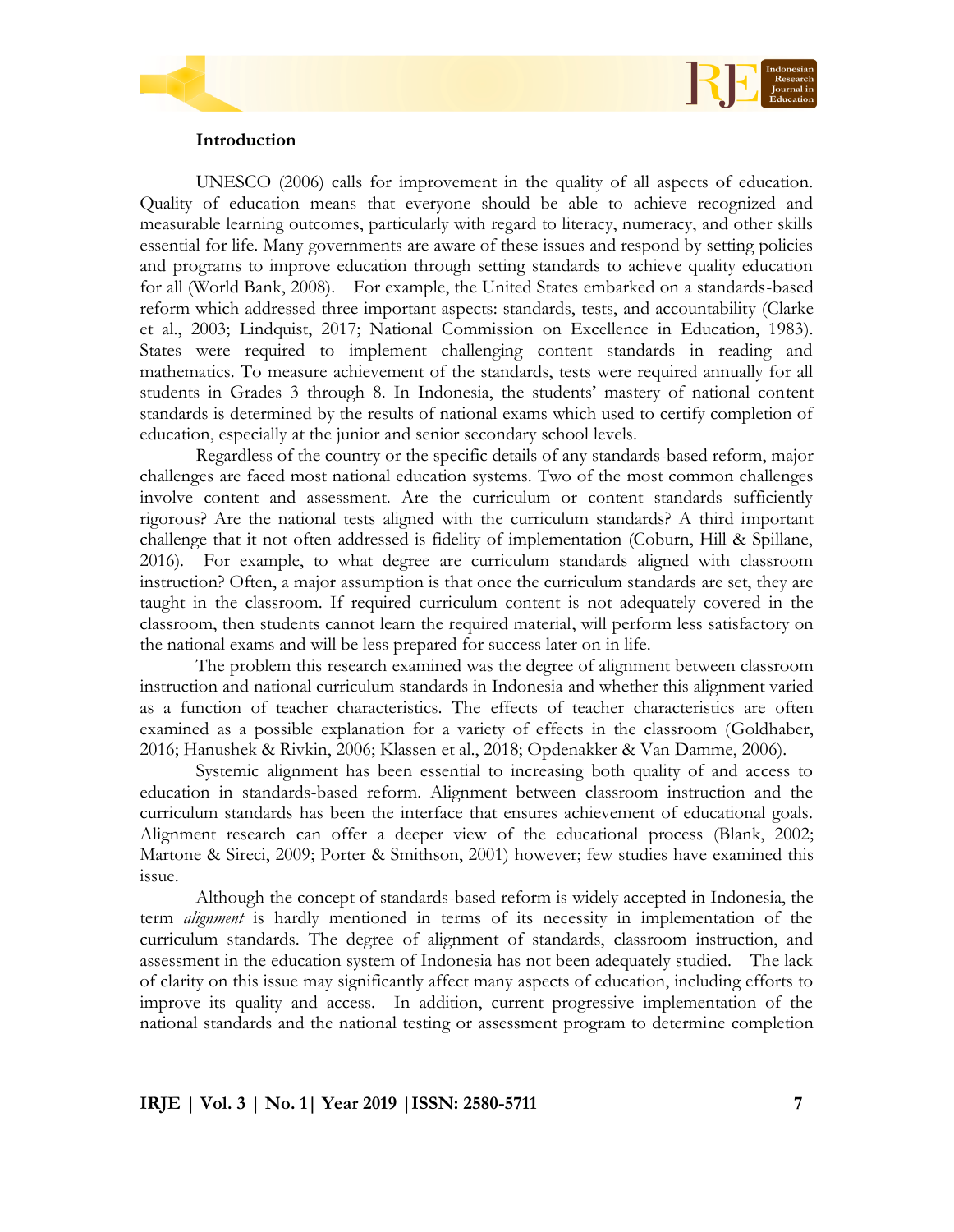## Introduction

UNESCO (2006) calls for improvement in the quality of all aspects of education. Quality of education means that everyone should be able to achieve recognized and measurable learning outcomes, particularly with regard to literacy, numeracy, and other skills essential for life. Many governments are aware of these issues and respond by setting policies and programs to improve education through setting standards to achieve quality education for all (World Bank, 2008). For example, the United States embarked on a standards-based reform which addressed three important aspects: standards, tests, and accountability (Clarke et al., 2003; Lindquist, 2017; National Commission on Excellence in Education, 1983). States were required to implement challenging content standards in reading and mathematics. To measure achievement of the standards, tests were required annually for all students in Grades 3 through 8. In Indonesia, the students' mastery of national content standards is determined by the results of national exams which used to certify completion of education, especially at the junior and senior secondary school levels.

Regardless of the country or the specific details of any standards-based reform, major challenges are faced most national education systems. Two of the most common challenges involve content and assessment. Are the curriculum or content standards sufficiently rigorous? Are the national tests aligned with the curriculum standards? A third important challenge that it not often addressed is fidelity of implementation (Coburn, Hill & Spillane, 2016). For example, to what degree are curriculum standards aligned with classroom instruction? Often, a major assumption is that once the curriculum standards are set, they are taught in the classroom. If required curriculum content is not adequately covered in the classroom, then students cannot learn the required material, will perform less satisfactory on the national exams and will be less prepared for success later on in life.

The problem this research examined was the degree of alignment between classroom instruction and national curriculum standards in Indonesia and whether this alignment varied as a function of teacher characteristics. The effects of teacher characteristics are often examined as a possible explanation for a variety of effects in the classroom (Goldhaber, 2016; Hanushek & Rivkin, 2006; Klassen et al., 2018; Opdenakker & Van Damme, 2006).

Systemic alignment has been essential to increasing both quality of and access to education in standards-based reform. Alignment between classroom instruction and the curriculum standards has been the interface that ensures achievement of educational goals. Alignment research can offer a deeper view of the educational process (Blank, 2002; Martone & Sireci, 2009; Porter & Smithson, 2001) however; few studies have examined this issue.

Although the concept of standards-based reform is widely accepted in Indonesia, the term *alignment* is hardly mentioned in terms of its necessity in implementation of the curriculum standards. The degree of alignment of standards, classroom instruction, and assessment in the education system of Indonesia has not been adequately studied. The lack of clarity on this issue may significantly affect many aspects of education, including efforts to improve its quality and access. In addition, current progressive implementation of the national standards and the national testing or assessment program to determine completion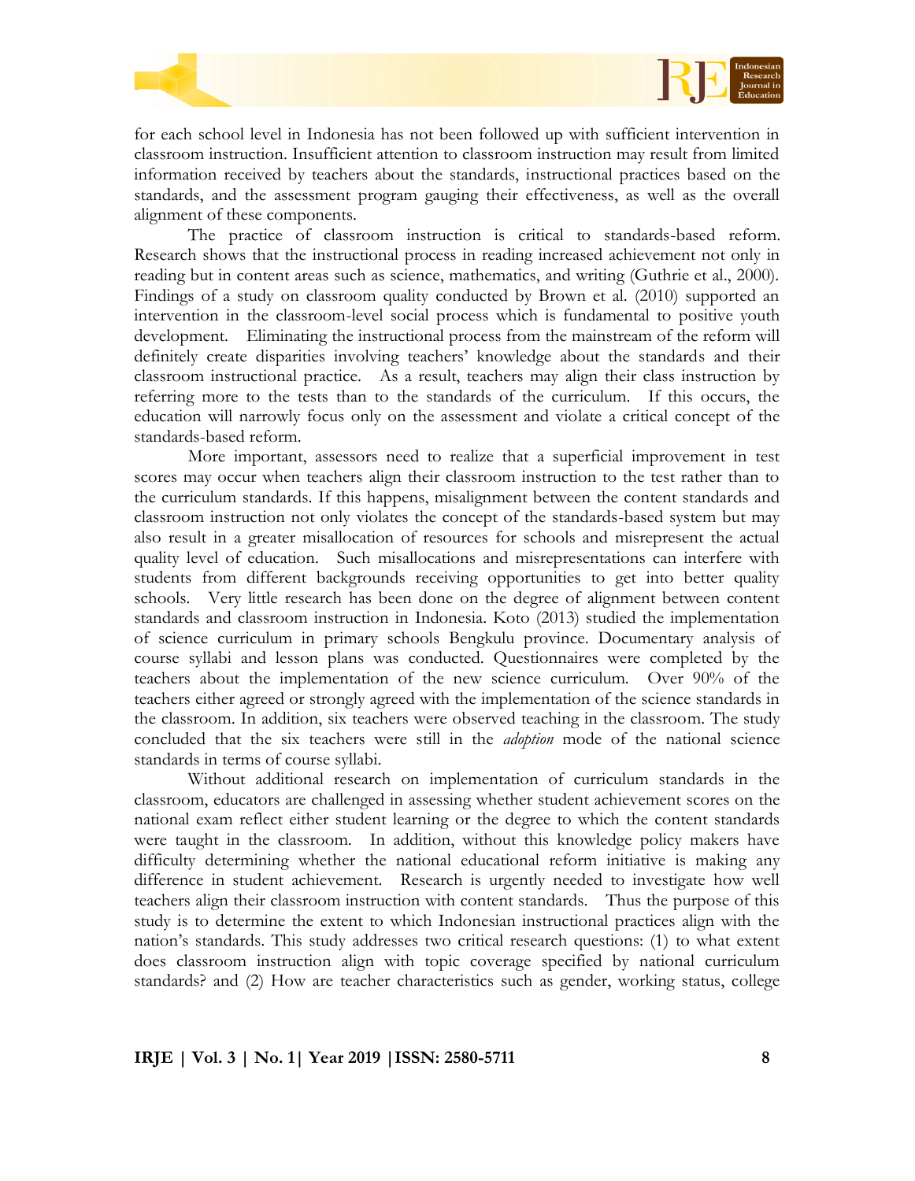for each school level in Indonesia has not been followed up with sufficient intervention in classroom instruction. Insufficient attention to classroom instruction may result from limited information received by teachers about the standards, instructional practices based on the standards, and the assessment program gauging their effectiveness, as well as the overall alignment of these components.

The practice of classroom instruction is critical to standards-based reform. Research shows that the instructional process in reading increased achievement not only in reading but in content areas such as science, mathematics, and writing (Guthrie et al., 2000). Findings of a study on classroom quality conducted by Brown et al. (2010) supported an intervention in the classroom-level social process which is fundamental to positive youth development. Eliminating the instructional process from the mainstream of the reform will definitely create disparities involving teachers' knowledge about the standards and their classroom instructional practice. As a result, teachers may align their class instruction by referring more to the tests than to the standards of the curriculum. If this occurs, the education will narrowly focus only on the assessment and violate a critical concept of the standards-based reform.

More important, assessors need to realize that a superficial improvement in test scores may occur when teachers align their classroom instruction to the test rather than to the curriculum standards. If this happens, misalignment between the content standards and classroom instruction not only violates the concept of the standards-based system but may also result in a greater misallocation of resources for schools and misrepresent the actual quality level of education. Such misallocations and misrepresentations can interfere with students from different backgrounds receiving opportunities to get into better quality schools. Very little research has been done on the degree of alignment between content standards and classroom instruction in Indonesia. Koto (2013) studied the implementation of science curriculum in primary schools Bengkulu province. Documentary analysis of course syllabi and lesson plans was conducted. Questionnaires were completed by the teachers about the implementation of the new science curriculum. Over 90% of the teachers either agreed or strongly agreed with the implementation of the science standards in the classroom. In addition, six teachers were observed teaching in the classroom. The study concluded that the six teachers were still in the *adoption* mode of the national science standards in terms of course syllabi.

Without additional research on implementation of curriculum standards in the classroom, educators are challenged in assessing whether student achievement scores on the national exam reflect either student learning or the degree to which the content standards were taught in the classroom. In addition, without this knowledge policy makers have difficulty determining whether the national educational reform initiative is making any difference in student achievement. Research is urgently needed to investigate how well teachers align their classroom instruction with content standards. Thus the purpose of this study is to determine the extent to which Indonesian instructional practices align with the nation's standards. This study addresses two critical research questions: (1) to what extent does classroom instruction align with topic coverage specified by national curriculum standards? and (2) How are teacher characteristics such as gender, working status, college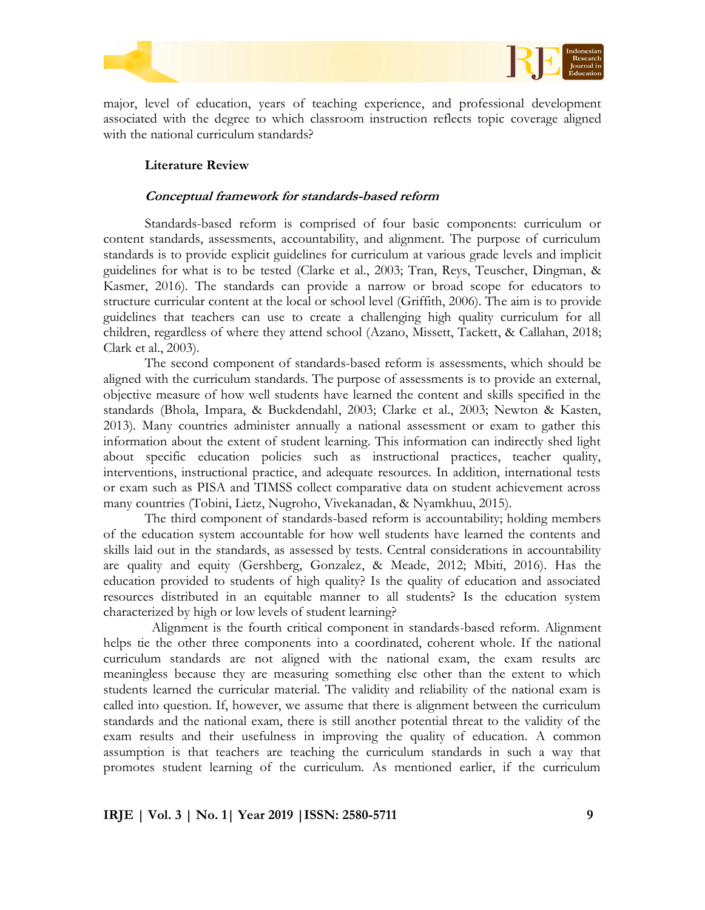major, level of education, years of teaching experience, and professional development associated with the degree to which classroom instruction reflects topic coverage aligned with the national curriculum standards?

## Literature Review

### *Conceptual framework for standards-based reform*

Standards-based reform is comprised of four basic components: curriculum or content standards, assessments, accountability, and alignment. The purpose of curriculum standards is to provide explicit guidelines for curriculum at various grade levels and implicit guidelines for what is to be tested (Clarke et al., 2003; Tran, Reys, Teuscher, Dingman, & Kasmer, 2016). The standards can provide a narrow or broad scope for educators to structure curricular content at the local or school level (Griffith, 2006). The aim is to provide guidelines that teachers can use to create a challenging high quality curriculum for all children, regardless of where they attend school (Azano, Missett, Tackett, & Callahan, 2018; Clark et al., 2003).

The second component of standards-based reform is assessments, which should be aligned with the curriculum standards. The purpose of assessments is to provide an external, objective measure of how well students have learned the content and skills specified in the standards (Bhola, Impara, & Buckdendahl, 2003; Clarke et al., 2003; Newton & Kasten, 2013). Many countries administer annually a national assessment or exam to gather this information about the extent of student learning. This information can indirectly shed light about specific education policies such as instructional practices, teacher quality, interventions, instructional practice, and adequate resources. In addition, international tests or exam such as PISA and TIMSS collect comparative data on student achievement across many countries (Tobini, Lietz, Nugroho, Vivekanadan, & Nyamkhuu, 2015).

The third component of standards-based reform is accountability; holding members of the education system accountable for how well students have learned the contents and skills laid out in the standards, as assessed by tests. Central considerations in accountability are quality and equity (Gershberg, Gonzalez, & Meade, 2012; Mbiti, 2016). Has the education provided to students of high quality? Is the quality of education and associated resources distributed in an equitable manner to all students? Is the education system characterized by high or low levels of student learning?

Alignment is the fourth critical component in standards-based reform. Alignment helps tie the other three components into a coordinated, coherent whole. If the national curriculum standards are not aligned with the national exam, the exam results are meaningless because they are measuring something else other than the extent to which students learned the curricular material. The validity and reliability of the national exam is called into question. If, however, we assume that there is alignment between the curriculum standards and the national exam, there is still another potential threat to the validity of the exam results and their usefulness in improving the quality of education. A common assumption is that teachers are teaching the curriculum standards in such a way that promotes student learning of the curriculum. As mentioned earlier, if the curriculum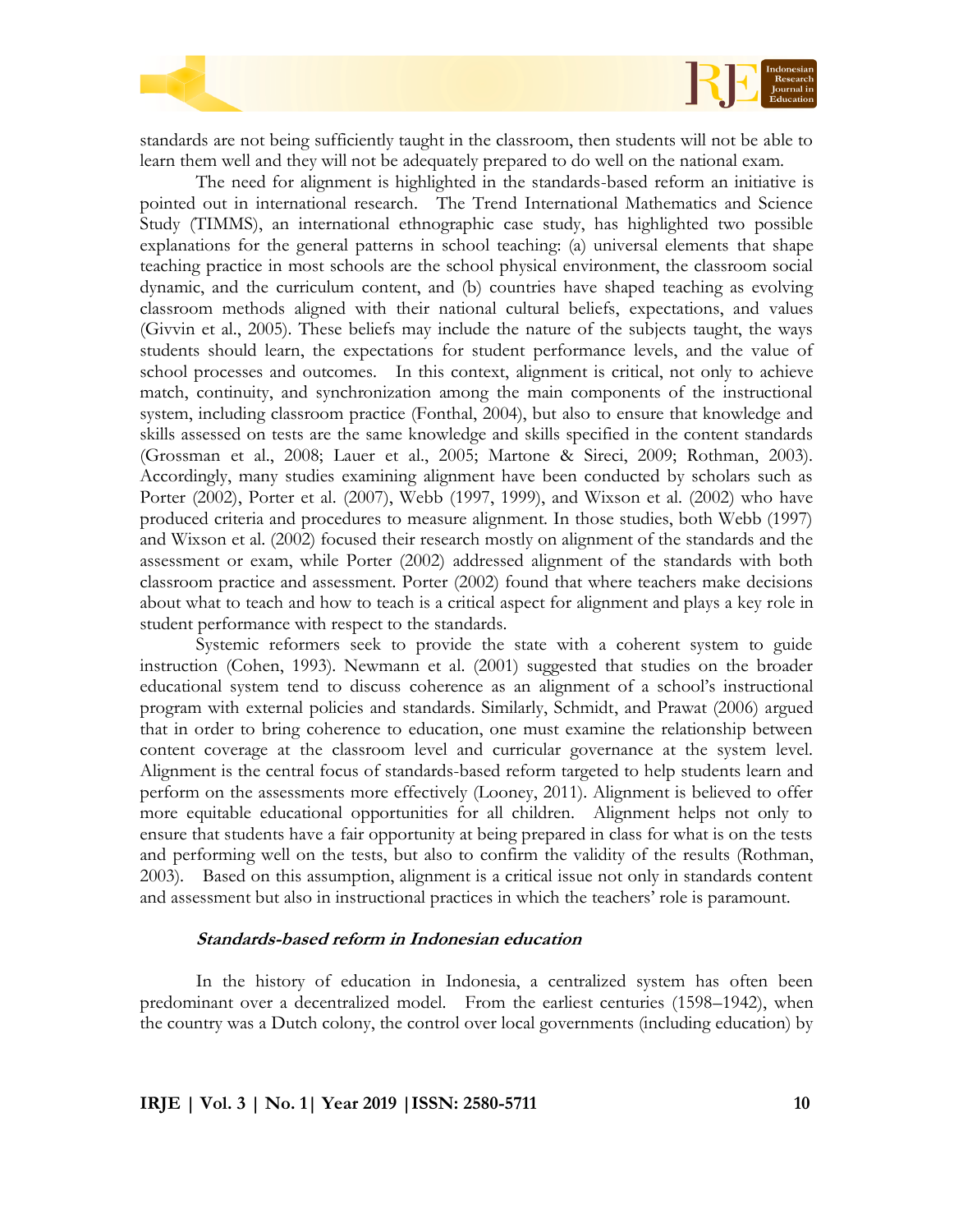standards are not being sufficiently taught in the classroom, then students will not be able to learn them well and they will not be adequately prepared to do well on the national exam.

The need for alignment is highlighted in the standards-based reform an initiative is pointed out in international research. The Trend International Mathematics and Science Study (TIMMS), an international ethnographic case study, has highlighted two possible explanations for the general patterns in school teaching: (a) universal elements that shape teaching practice in most schools are the school physical environment, the classroom social dynamic, and the curriculum content, and (b) countries have shaped teaching as evolving classroom methods aligned with their national cultural beliefs, expectations, and values (Givvin et al., 2005). These beliefs may include the nature of the subjects taught, the ways students should learn, the expectations for student performance levels, and the value of school processes and outcomes. In this context, alignment is critical, not only to achieve match, continuity, and synchronization among the main components of the instructional system, including classroom practice (Fonthal, 2004), but also to ensure that knowledge and skills assessed on tests are the same knowledge and skills specified in the content standards (Grossman et al., 2008; Lauer et al., 2005; Martone & Sireci, 2009; Rothman, 2003). Accordingly, many studies examining alignment have been conducted by scholars such as Porter (2002), Porter et al. (2007), Webb (1997, 1999), and Wixson et al. (2002) who have produced criteria and procedures to measure alignment. In those studies, both Webb (1997) and Wixson et al. (2002) focused their research mostly on alignment of the standards and the assessment or exam, while Porter (2002) addressed alignment of the standards with both classroom practice and assessment. Porter (2002) found that where teachers make decisions about what to teach and how to teach is a critical aspect for alignment and plays a key role in student performance with respect to the standards.

Systemic reformers seek to provide the state with a coherent system to guide instruction (Cohen, 1993). Newmann et al. (2001) suggested that studies on the broader educational system tend to discuss coherence as an alignment of a school's instructional program with external policies and standards. Similarly, Schmidt, and Prawat (2006) argued that in order to bring coherence to education, one must examine the relationship between content coverage at the classroom level and curricular governance at the system level. Alignment is the central focus of standards-based reform targeted to help students learn and perform on the assessments more effectively (Looney, 2011). Alignment is believed to offer more equitable educational opportunities for all children. Alignment helps not only to ensure that students have a fair opportunity at being prepared in class for what is on the tests and performing well on the tests, but also to confirm the validity of the results (Rothman, 2003). Based on this assumption, alignment is a critical issue not only in standards content and assessment but also in instructional practices in which the teachers' role is paramount.

### *Standards-based reform in Indonesian education*

In the history of education in Indonesia, a centralized system has often been predominant over a decentralized model. From the earliest centuries (1598–1942), when the country was a Dutch colony, the control over local governments (including education) by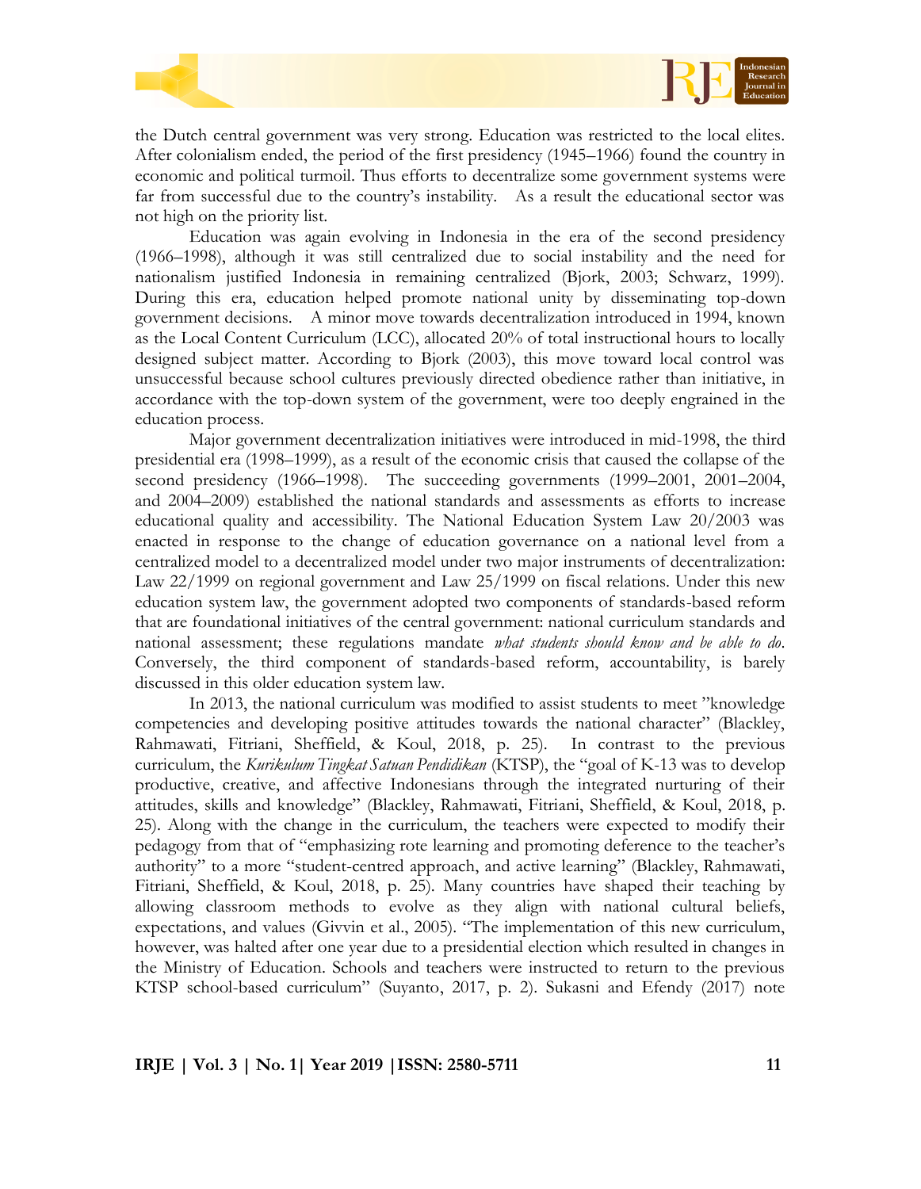the Dutch central government was very strong. Education was restricted to the local elites. After colonialism ended, the period of the first presidency (1945–1966) found the country in economic and political turmoil. Thus efforts to decentralize some government systems were far from successful due to the country's instability. As a result the educational sector was not high on the priority list.

Education was again evolving in Indonesia in the era of the second presidency (1966–1998), although it was still centralized due to social instability and the need for nationalism justified Indonesia in remaining centralized (Bjork, 2003; Schwarz, 1999). During this era, education helped promote national unity by disseminating top-down government decisions. A minor move towards decentralization introduced in 1994, known as the Local Content Curriculum (LCC), allocated 20% of total instructional hours to locally designed subject matter. According to Bjork (2003), this move toward local control was unsuccessful because school cultures previously directed obedience rather than initiative, in accordance with the top-down system of the government, were too deeply engrained in the education process.

Major government decentralization initiatives were introduced in mid-1998, the third presidential era (1998–1999), as a result of the economic crisis that caused the collapse of the second presidency (1966–1998). The succeeding governments (1999–2001, 2001–2004, and 2004–2009) established the national standards and assessments as efforts to increase educational quality and accessibility. The National Education System Law 20/2003 was enacted in response to the change of education governance on a national level from a centralized model to a decentralized model under two major instruments of decentralization: Law 22/1999 on regional government and Law 25/1999 on fiscal relations. Under this new education system law, the government adopted two components of standards-based reform that are foundational initiatives of the central government: national curriculum standards and national assessment; these regulations mandate *what students should know and be able to do*. Conversely, the third component of standards-based reform, accountability, is barely discussed in this older education system law.

In 2013, the national curriculum was modified to assist students to meet "knowledge competencies and developing positive attitudes towards the national character" (Blackley, Rahmawati, Fitriani, Sheffield, & Koul, 2018, p. 25). In contrast to the previous curriculum, the *Kurikulum Tingkat Satuan Pendidikan* (KTSP), the "goal of K-13 was to develop productive, creative, and affective Indonesians through the integrated nurturing of their attitudes, skills and knowledge" (Blackley, Rahmawati, Fitriani, Sheffield, & Koul, 2018, p. 25). Along with the change in the curriculum, the teachers were expected to modify their pedagogy from that of "emphasizing rote learning and promoting deference to the teacher's authority" to a more "student-centred approach, and active learning" (Blackley, Rahmawati, Fitriani, Sheffield, & Koul, 2018, p. 25). Many countries have shaped their teaching by allowing classroom methods to evolve as they align with national cultural beliefs, expectations, and values (Givvin et al., 2005). "The implementation of this new curriculum, however, was halted after one year due to a presidential election which resulted in changes in the Ministry of Education. Schools and teachers were instructed to return to the previous KTSP school-based curriculum" (Suyanto, 2017, p. 2). Sukasni and Efendy (2017) note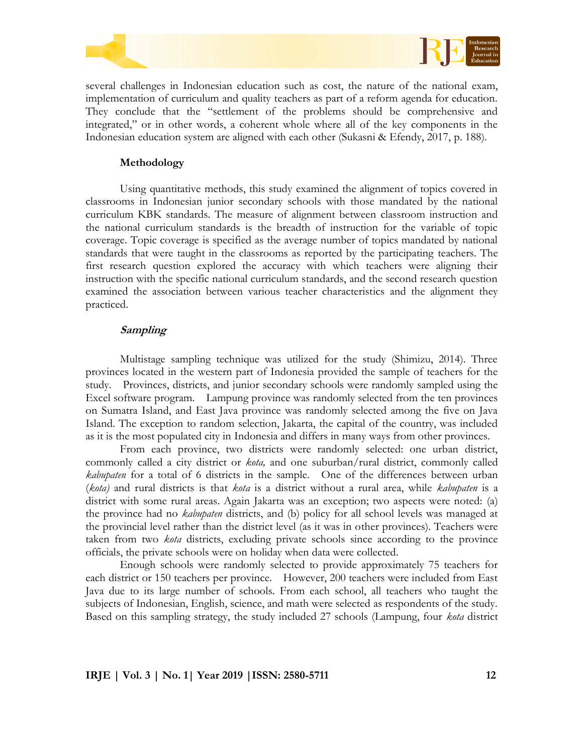several challenges in Indonesian education such as cost, the nature of the national exam, implementation of curriculum and quality teachers as part of a reform agenda for education. They conclude that the "settlement of the problems should be comprehensive and integrated," or in other words, a coherent whole where all of the key components in the Indonesian education system are aligned with each other (Sukasni & Efendy, 2017, p. 188).

## Methodology

Using quantitative methods, this study examined the alignment of topics covered in classrooms in Indonesian junior secondary schools with those mandated by the national curriculum KBK standards. The measure of alignment between classroom instruction and the national curriculum standards is the breadth of instruction for the variable of topic coverage. Topic coverage is specified as the average number of topics mandated by national standards that were taught in the classrooms as reported by the participating teachers. The first research question explored the accuracy with which teachers were aligning their instruction with the specific national curriculum standards, and the second research question examined the association between various teacher characteristics and the alignment they practiced.

### *Sampling*

Multistage sampling technique was utilized for the study (Shimizu, 2014). Three provinces located in the western part of Indonesia provided the sample of teachers for the study. Provinces, districts, and junior secondary schools were randomly sampled using the Excel software program. Lampung province was randomly selected from the ten provinces on Sumatra Island, and East Java province was randomly selected among the five on Java Island. The exception to random selection, Jakarta, the capital of the country, was included as it is the most populated city in Indonesia and differs in many ways from other provinces.

From each province, two districts were randomly selected: one urban district, commonly called a city district or *kota,* and one suburban/rural district, commonly called *kabupaten* for a total of 6 districts in the sample. One of the differences between urban (*kota)* and rural districts is that *kota* is a district without a rural area, while *kabupaten* is a district with some rural areas. Again Jakarta was an exception; two aspects were noted: (a) the province had no *kabupaten* districts, and (b) policy for all school levels was managed at the provincial level rather than the district level (as it was in other provinces). Teachers were taken from two *kota* districts, excluding private schools since according to the province officials, the private schools were on holiday when data were collected.

Enough schools were randomly selected to provide approximately 75 teachers for each district or 150 teachers per province. However, 200 teachers were included from East Java due to its large number of schools. From each school, all teachers who taught the subjects of Indonesian, English, science, and math were selected as respondents of the study. Based on this sampling strategy, the study included 27 schools (Lampung, four *kota* district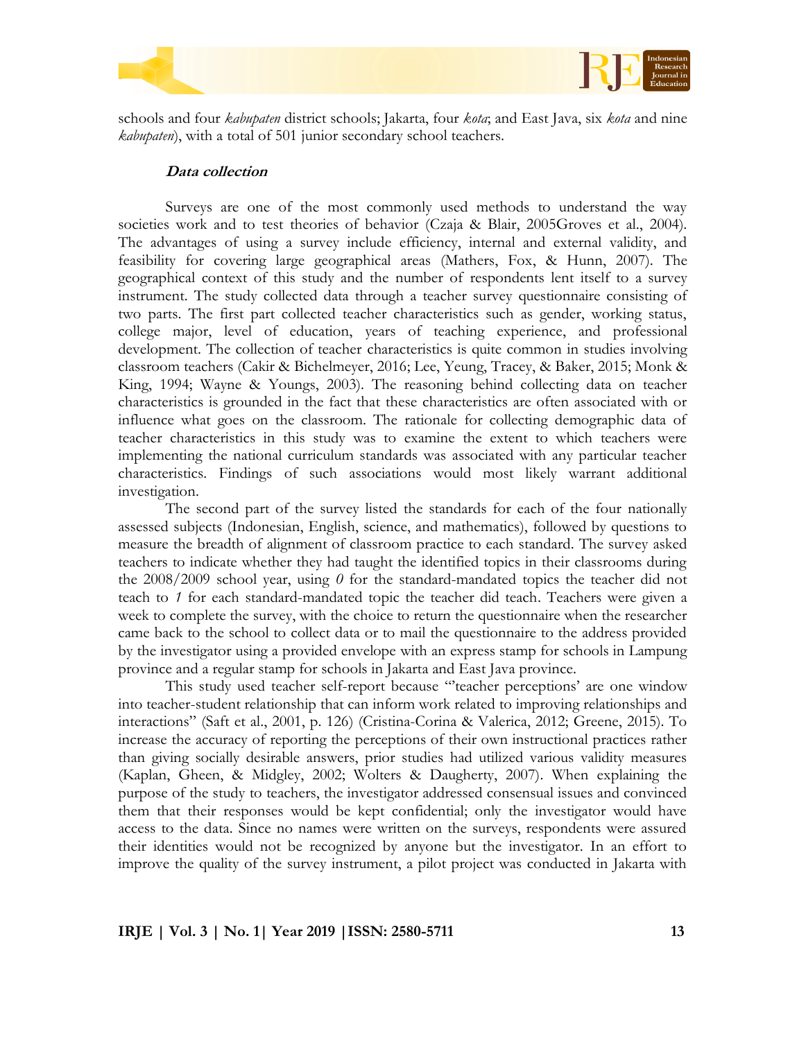schools and four *kabupaten* district schools; Jakarta, four *kota*; and East Java, six *kota* and nine *kabupaten*), with a total of 501 junior secondary school teachers.

### ***Data collection***

Surveys are one of the most commonly used methods to understand the way societies work and to test theories of behavior (Czaja & Blair, 2005Groves et al., 2004). The advantages of using a survey include efficiency, internal and external validity, and feasibility for covering large geographical areas (Mathers, Fox, & Hunn, 2007). The geographical context of this study and the number of respondents lent itself to a survey instrument. The study collected data through a teacher survey questionnaire consisting of two parts. The first part collected teacher characteristics such as gender, working status, college major, level of education, years of teaching experience, and professional development. The collection of teacher characteristics is quite common in studies involving classroom teachers (Cakir & Bichelmeyer, 2016; Lee, Yeung, Tracey, & Baker, 2015; Monk & King, 1994; Wayne & Youngs, 2003). The reasoning behind collecting data on teacher characteristics is grounded in the fact that these characteristics are often associated with or influence what goes on the classroom. The rationale for collecting demographic data of teacher characteristics in this study was to examine the extent to which teachers were implementing the national curriculum standards was associated with any particular teacher characteristics. Findings of such associations would most likely warrant additional investigation.

The second part of the survey listed the standards for each of the four nationally assessed subjects (Indonesian, English, science, and mathematics), followed by questions to measure the breadth of alignment of classroom practice to each standard. The survey asked teachers to indicate whether they had taught the identified topics in their classrooms during the 2008/2009 school year, using *0* for the standard-mandated topics the teacher did not teach to *1* for each standard-mandated topic the teacher did teach. Teachers were given a week to complete the survey, with the choice to return the questionnaire when the researcher came back to the school to collect data or to mail the questionnaire to the address provided by the investigator using a provided envelope with an express stamp for schools in Lampung province and a regular stamp for schools in Jakarta and East Java province.

This study used teacher self-report because "'teacher perceptions' are one window into teacher-student relationship that can inform work related to improving relationships and interactions" (Saft et al., 2001, p. 126) (Cristina-Corina & Valerica, 2012; Greene, 2015). To increase the accuracy of reporting the perceptions of their own instructional practices rather than giving socially desirable answers, prior studies had utilized various validity measures (Kaplan, Gheen, & Midgley, 2002; Wolters & Daugherty, 2007). When explaining the purpose of the study to teachers, the investigator addressed consensual issues and convinced them that their responses would be kept confidential; only the investigator would have access to the data. Since no names were written on the surveys, respondents were assured their identities would not be recognized by anyone but the investigator. In an effort to improve the quality of the survey instrument, a pilot project was conducted in Jakarta with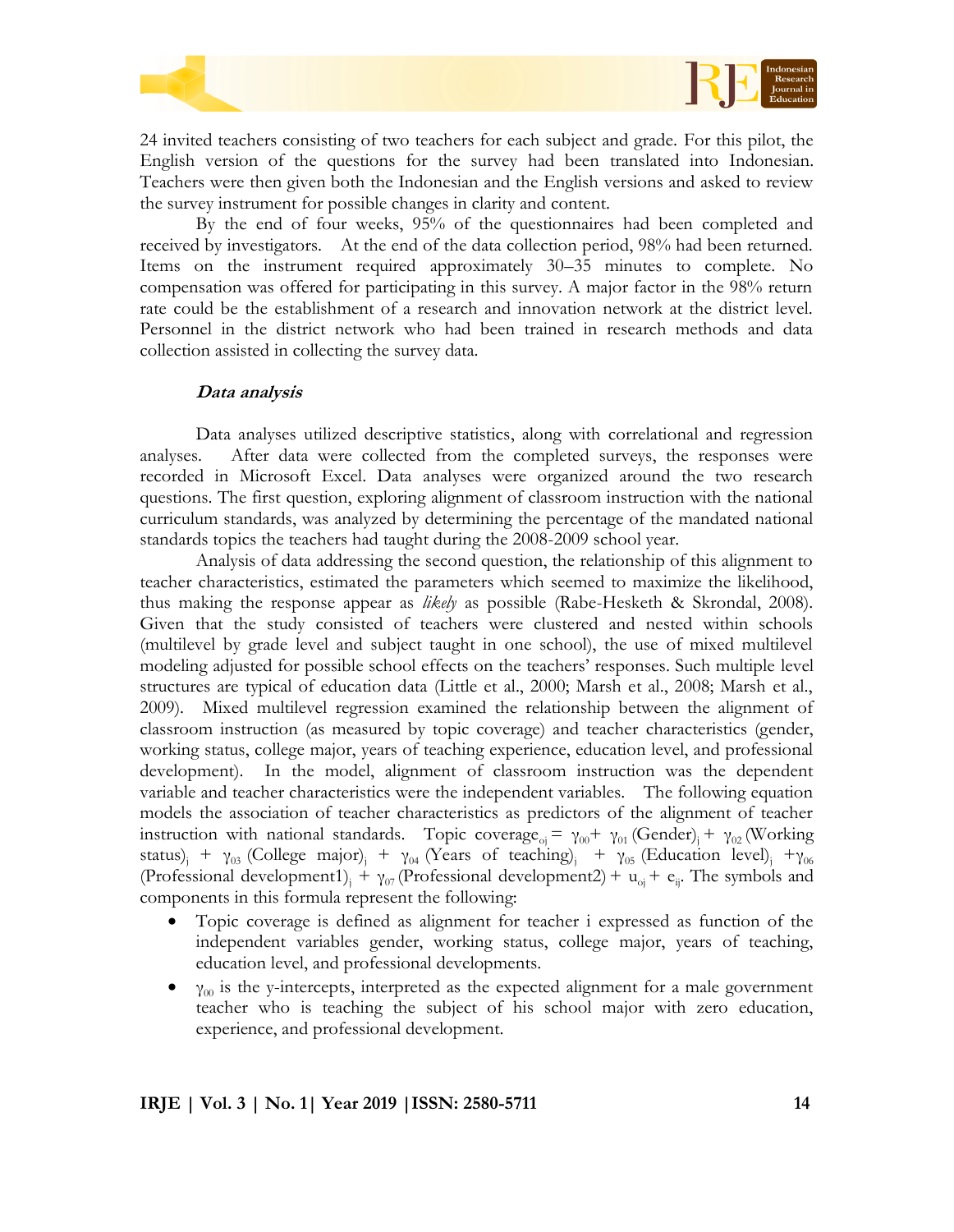24 invited teachers consisting of two teachers for each subject and grade. For this pilot, the English version of the questions for the survey had been translated into Indonesian. Teachers were then given both the Indonesian and the English versions and asked to review the survey instrument for possible changes in clarity and content.

By the end of four weeks, 95% of the questionnaires had been completed and received by investigators. At the end of the data collection period, 98% had been returned. Items on the instrument required approximately 30–35 minutes to complete. No compensation was offered for participating in this survey. A major factor in the 98% return rate could be the establishment of a research and innovation network at the district level. Personnel in the district network who had been trained in research methods and data collection assisted in collecting the survey data.

### *Data analysis*

Data analyses utilized descriptive statistics, along with correlational and regression analyses. After data were collected from the completed surveys, the responses were recorded in Microsoft Excel. Data analyses were organized around the two research questions. The first question, exploring alignment of classroom instruction with the national curriculum standards, was analyzed by determining the percentage of the mandated national standards topics the teachers had taught during the 2008-2009 school year.

Analysis of data addressing the second question, the relationship of this alignment to teacher characteristics, estimated the parameters which seemed to maximize the likelihood, thus making the response appear as *likely* as possible (Rabe-Hesketh & Skrondal, 2008). Given that the study consisted of teachers were clustered and nested within schools (multilevel by grade level and subject taught in one school), the use of mixed multilevel modeling adjusted for possible school effects on the teachers' responses. Such multiple level structures are typical of education data (Little et al., 2000; Marsh et al., 2008; Marsh et al., 2009). Mixed multilevel regression examined the relationship between the alignment of classroom instruction (as measured by topic coverage) and teacher characteristics (gender, working status, college major, years of teaching experience, education level, and professional development). In the model, alignment of classroom instruction was the dependent variable and teacher characteristics were the independent variables. The following equation models the association of teacher characteristics as predictors of the alignment of teacher instruction with national standards. Topic $\text{coverage}_{oj} = \gamma_{00} + \gamma_{01}\,(\text{Gender})_j + \gamma_{02}\,(\text{Working status})_j + \gamma_{03}\,(\text{College major})_j + \gamma_{04}\,(\text{Years of teaching})_j + \gamma_{05}\,(\text{Education level})_j + \gamma_{06}\,(\text{Professional development1})_j + \gamma_{07}\,(\text{Professional development2}) + u_{oj} + e_{ij}$. The symbols and components in this formula represent the following:

- Topic coverage is defined as alignment for teacher i expressed as function of the independent variables gender, working status, college major, years of teaching, education level, and professional developments.
- $\gamma_{00}$ is the y-intercepts, interpreted as the expected alignment for a male government teacher who is teaching the subject of his school major with zero education, experience, and professional development.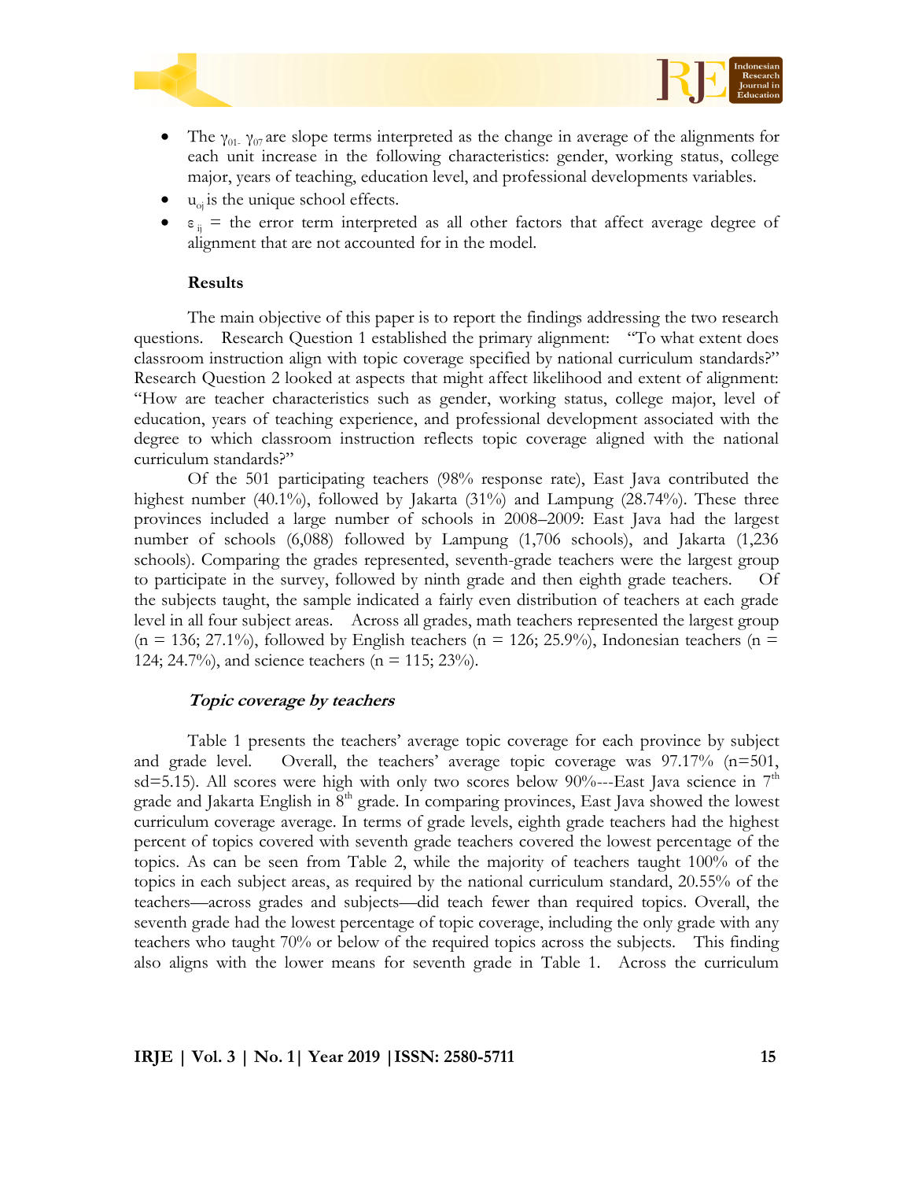- The $\gamma_{01-}$ $\gamma_{07}$ are slope terms interpreted as the change in average of the alignments for each unit increase in the following characteristics: gender, working status, college major, years of teaching, education level, and professional developments variables.
- $u_{oj}$ is the unique school effects.
- $\varepsilon_{ij}$ = the error term interpreted as all other factors that affect average degree of alignment that are not accounted for in the model.

### Results

The main objective of this paper is to report the findings addressing the two research questions. Research Question 1 established the primary alignment: "To what extent does classroom instruction align with topic coverage specified by national curriculum standards?" Research Question 2 looked at aspects that might affect likelihood and extent of alignment: "How are teacher characteristics such as gender, working status, college major, level of education, years of teaching experience, and professional development associated with the degree to which classroom instruction reflects topic coverage aligned with the national curriculum standards?"

Of the 501 participating teachers (98% response rate), East Java contributed the highest number (40.1%), followed by Jakarta (31%) and Lampung (28.74%). These three provinces included a large number of schools in 2008–2009: East Java had the largest number of schools (6,088) followed by Lampung (1,706 schools), and Jakarta (1,236 schools). Comparing the grades represented, seventh-grade teachers were the largest group to participate in the survey, followed by ninth grade and then eighth grade teachers. Of the subjects taught, the sample indicated a fairly even distribution of teachers at each grade level in all four subject areas. Across all grades, math teachers represented the largest group (n = 136; 27.1%), followed by English teachers (n = 126; 25.9%), Indonesian teachers (n = 124; 24.7%), and science teachers (n = 115; 23%).

#### *Topic coverage by teachers*

Table 1 presents the teachers' average topic coverage for each province by subject and grade level. Overall, the teachers' average topic coverage was 97.17% (n=501, sd=5.15). All scores were high with only two scores below 90%---East Java science in 7th grade and Jakarta English in 8th grade. In comparing provinces, East Java showed the lowest curriculum coverage average. In terms of grade levels, eighth grade teachers had the highest percent of topics covered with seventh grade teachers covered the lowest percentage of the topics. As can be seen from Table 2, while the majority of teachers taught 100% of the topics in each subject areas, as required by the national curriculum standard, 20.55% of the teachers—across grades and subjects—did teach fewer than required topics. Overall, the seventh grade had the lowest percentage of topic coverage, including the only grade with any teachers who taught 70% or below of the required topics across the subjects. This finding also aligns with the lower means for seventh grade in Table 1. Across the curriculum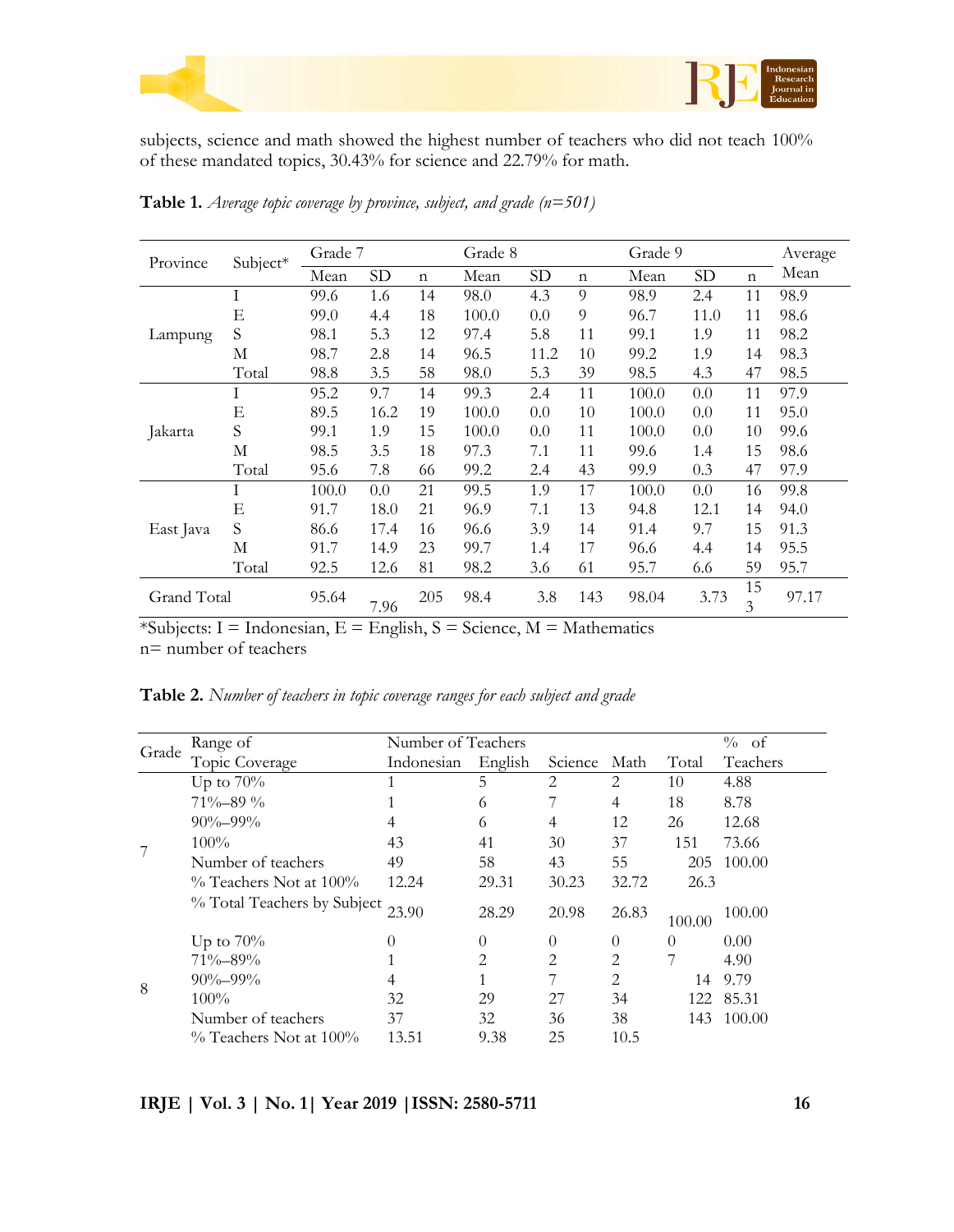subjects, science and math showed the highest number of teachers who did not teach 100% of these mandated topics, 30.43% for science and 22.79% for math.

**Table 1.** *Average topic coverage by province, subject, and grade (n=501)*

| Province | Subject* | Grade 7 | | | Grade 8 | | | Grade 9 | | | Average Mean |
|---|---|---|---|---|---|---|---|---|---|---|---|
| | | Mean | SD | n | Mean | SD | n | Mean | SD | n | |
| Lampung | I | 99.6 | 1.6 | 14 | 98.0 | 4.3 | 9 | 98.9 | 2.4 | 11 | 98.9 |
| | E | 99.0 | 4.4 | 18 | 100.0 | 0.0 | 9 | 96.7 | 11.0 | 11 | 98.6 |
| | S | 98.1 | 5.3 | 12 | 97.4 | 5.8 | 11 | 99.1 | 1.9 | 11 | 98.2 |
| | M | 98.7 | 2.8 | 14 | 96.5 | 11.2 | 10 | 99.2 | 1.9 | 14 | 98.3 |
| | Total | 98.8 | 3.5 | 58 | 98.0 | 5.3 | 39 | 98.5 | 4.3 | 47 | 98.5 |
| Jakarta | I | 95.2 | 9.7 | 14 | 99.3 | 2.4 | 11 | 100.0 | 0.0 | 11 | 97.9 |
| | E | 89.5 | 16.2 | 19 | 100.0 | 0.0 | 10 | 100.0 | 0.0 | 11 | 95.0 |
| | S | 99.1 | 1.9 | 15 | 100.0 | 0.0 | 11 | 100.0 | 0.0 | 10 | 99.6 |
| | M | 98.5 | 3.5 | 18 | 97.3 | 7.1 | 11 | 99.6 | 1.4 | 15 | 98.6 |
| | Total | 95.6 | 7.8 | 66 | 99.2 | 2.4 | 43 | 99.9 | 0.3 | 47 | 97.9 |
| East Java | I | 100.0 | 0.0 | 21 | 99.5 | 1.9 | 17 | 100.0 | 0.0 | 16 | 99.8 |
| | E | 91.7 | 18.0 | 21 | 96.9 | 7.1 | 13 | 94.8 | 12.1 | 14 | 94.0 |
| | S | 86.6 | 17.4 | 16 | 96.6 | 3.9 | 14 | 91.4 | 9.7 | 15 | 91.3 |
| | M | 91.7 | 14.9 | 23 | 99.7 | 1.4 | 17 | 96.6 | 4.4 | 14 | 95.5 |
| | Total | 92.5 | 12.6 | 81 | 98.2 | 3.6 | 61 | 95.7 | 6.6 | 59 | 95.7 |
| Grand Total | | 95.64 | 7.96 | 205 | 98.4 | 3.8 | 143 | 98.04 | 3.73 | 153 | 97.17 |

*Subjects: I = Indonesian, E = English, S = Science, M = Mathematics
n= number of teachers

**Table 2.** *Number of teachers in topic coverage ranges for each subject and grade*

| Grade | Range of Topic Coverage | Number of Teachers | | | | | % of Teachers |
|---|---|---|---|---|---|---|---|
| | | Indonesian | English | Science | Math | Total | |
| 7 | Up to 70% | 1 | 5 | 2 | 2 | 10 | 4.88 |
| | 71%–89 % | 1 | 6 | 7 | 4 | 18 | 8.78 |
| | 90%–99% | 4 | 6 | 4 | 12 | 26 | 12.68 |
| | 100% | 43 | 41 | 30 | 37 | 151 | 73.66 |
| | Number of teachers | 49 | 58 | 43 | 55 | 205 | 100.00 |
| | % Teachers Not at 100% | 12.24 | 29.31 | 30.23 | 32.72 | 26.3 | |
| | % Total Teachers by Subject | 23.90 | 28.29 | 20.98 | 26.83 | 100.00 | 100.00 |
| 8 | Up to 70% | 0 | 0 | 0 | 0 | 0 | 0.00 |
| | 71%–89% | 1 | 2 | 2 | 2 | 7 | 4.90 |
| | 90%–99% | 4 | 1 | 7 | 2 | 14 | 9.79 |
| | 100% | 32 | 29 | 27 | 34 | 122 | 85.31 |
| | Number of teachers | 37 | 32 | 36 | 38 | 143 | 100.00 |
| | % Teachers Not at 100% | 13.51 | 9.38 | 25 | 10.5 | | |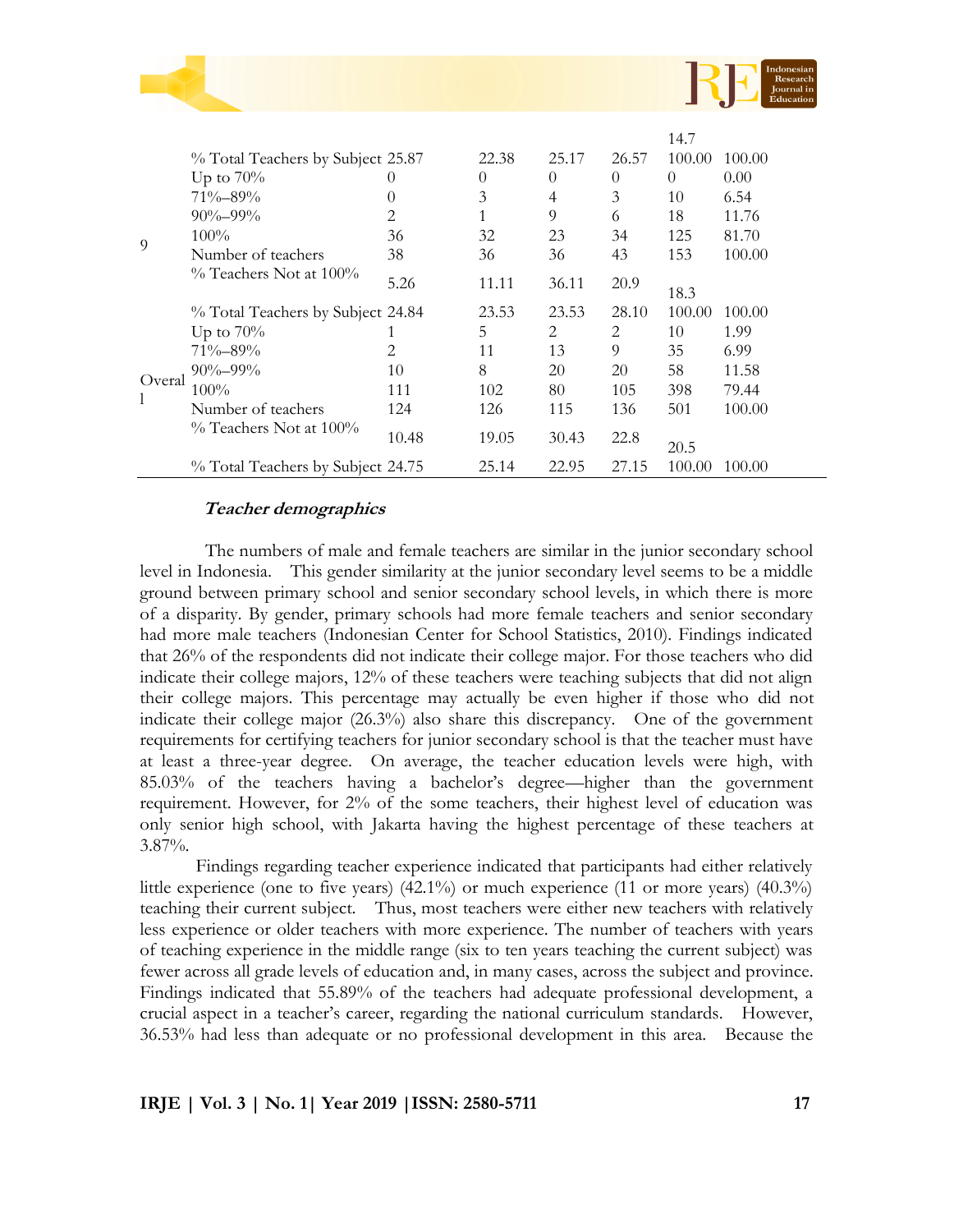|  |  |  |  |  |  |  |  |
|---|---|---|---|---|---|---|---|
|  |  |  |  |  |  | 14.7 |  |
|  | % Total Teachers by Subject | 25.87 | 22.38 | 25.17 | 26.57 | 100.00 | 100.00 |
| 9 | Up to 70% | 0 | 0 | 0 | 0 | 0 | 0.00 |
|  | 71%–89% | 0 | 3 | 4 | 3 | 10 | 6.54 |
|  | 90%–99% | 2 | 1 | 9 | 6 | 18 | 11.76 |
|  | 100% | 36 | 32 | 23 | 34 | 125 | 81.70 |
|  | Number of teachers | 38 | 36 | 36 | 43 | 153 | 100.00 |
|  | % Teachers Not at 100% | 5.26 | 11.11 | 36.11 | 20.9 | 18.3 |  |
|  | % Total Teachers by Subject | 24.84 | 23.53 | 23.53 | 28.10 | 100.00 | 100.00 |
| Overall | Up to 70% | 1 | 5 | 2 | 2 | 10 | 1.99 |
|  | 71%–89% | 2 | 11 | 13 | 9 | 35 | 6.99 |
|  | 90%–99% | 10 | 8 | 20 | 20 | 58 | 11.58 |
|  | 100% | 111 | 102 | 80 | 105 | 398 | 79.44 |
|  | Number of teachers | 124 | 126 | 115 | 136 | 501 | 100.00 |
|  | % Teachers Not at 100% | 10.48 | 19.05 | 30.43 | 22.8 | 20.5 |  |
|  | % Total Teachers by Subject | 24.75 | 25.14 | 22.95 | 27.15 | 100.00 | 100.00 |

***Teacher demographics***

The numbers of male and female teachers are similar in the junior secondary school level in Indonesia. This gender similarity at the junior secondary level seems to be a middle ground between primary school and senior secondary school levels, in which there is more of a disparity. By gender, primary schools had more female teachers and senior secondary had more male teachers (Indonesian Center for School Statistics, 2010). Findings indicated that 26% of the respondents did not indicate their college major. For those teachers who did indicate their college majors, 12% of these teachers were teaching subjects that did not align their college majors. This percentage may actually be even higher if those who did not indicate their college major (26.3%) also share this discrepancy. One of the government requirements for certifying teachers for junior secondary school is that the teacher must have at least a three-year degree. On average, the teacher education levels were high, with 85.03% of the teachers having a bachelor's degree—higher than the government requirement. However, for 2% of the some teachers, their highest level of education was only senior high school, with Jakarta having the highest percentage of these teachers at 3.87%.

Findings regarding teacher experience indicated that participants had either relatively little experience (one to five years) (42.1%) or much experience (11 or more years) (40.3%) teaching their current subject. Thus, most teachers were either new teachers with relatively less experience or older teachers with more experience. The number of teachers with years of teaching experience in the middle range (six to ten years teaching the current subject) was fewer across all grade levels of education and, in many cases, across the subject and province. Findings indicated that 55.89% of the teachers had adequate professional development, a crucial aspect in a teacher's career, regarding the national curriculum standards. However, 36.53% had less than adequate or no professional development in this area. Because the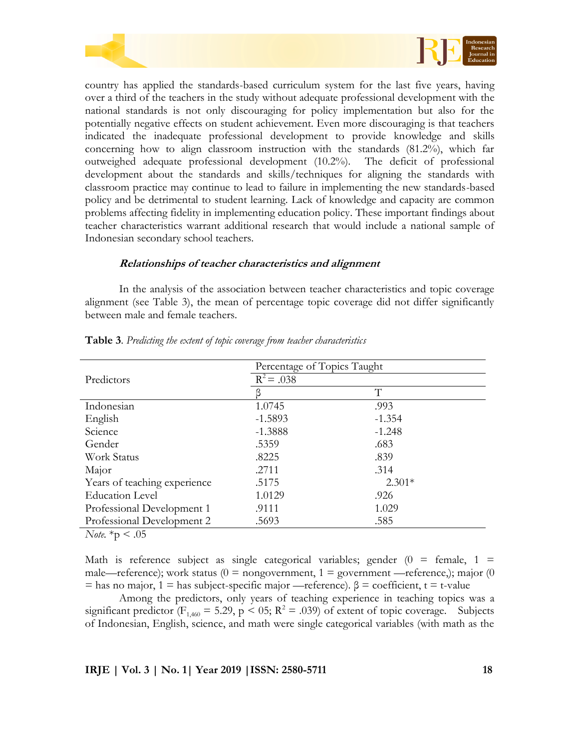country has applied the standards-based curriculum system for the last five years, having over a third of the teachers in the study without adequate professional development with the national standards is not only discouraging for policy implementation but also for the potentially negative effects on student achievement. Even more discouraging is that teachers indicated the inadequate professional development to provide knowledge and skills concerning how to align classroom instruction with the standards (81.2%), which far outweighed adequate professional development (10.2%). The deficit of professional development about the standards and skills/techniques for aligning the standards with classroom practice may continue to lead to failure in implementing the new standards-based policy and be detrimental to student learning. Lack of knowledge and capacity are common problems affecting fidelity in implementing education policy. These important findings about teacher characteristics warrant additional research that would include a national sample of Indonesian secondary school teachers.

#### ***Relationships of teacher characteristics and alignment***

In the analysis of the association between teacher characteristics and topic coverage alignment (see Table 3), the mean of percentage topic coverage did not differ significantly between male and female teachers.

**Table 3**. *Predicting the extent of topic coverage from teacher characteristics*

| Predictors | Percentage of Topics Taught | |
|---|---|---|
| | $R^2 = .038$ | |
| | β | T |
| Indonesian | 1.0745 | .993 |
| English | -1.5893 | -1.354 |
| Science | -1.3888 | -1.248 |
| Gender | .5359 | .683 |
| Work Status | .8225 | .839 |
| Major | .2711 | .314 |
| Years of teaching experience | .5175 | 2.301* |
| Education Level | 1.0129 | .926 |
| Professional Development 1 | .9111 | 1.029 |
| Professional Development 2 | .5693 | .585 |

*Note.* *p < .05

Math is reference subject as single categorical variables; gender (0 = female, 1 = male—reference); work status (0 = nongovernment, 1 = government —reference,); major (0 = has no major, 1 = has subject-specific major —reference). β = coefficient, t = t-value

Among the predictors, only years of teaching experience in teaching topics was a significant predictor ($F_{1,460} = 5.29$, $p < 05$; $R^2 = .039$) of extent of topic coverage. Subjects of Indonesian, English, science, and math were single categorical variables (with math as the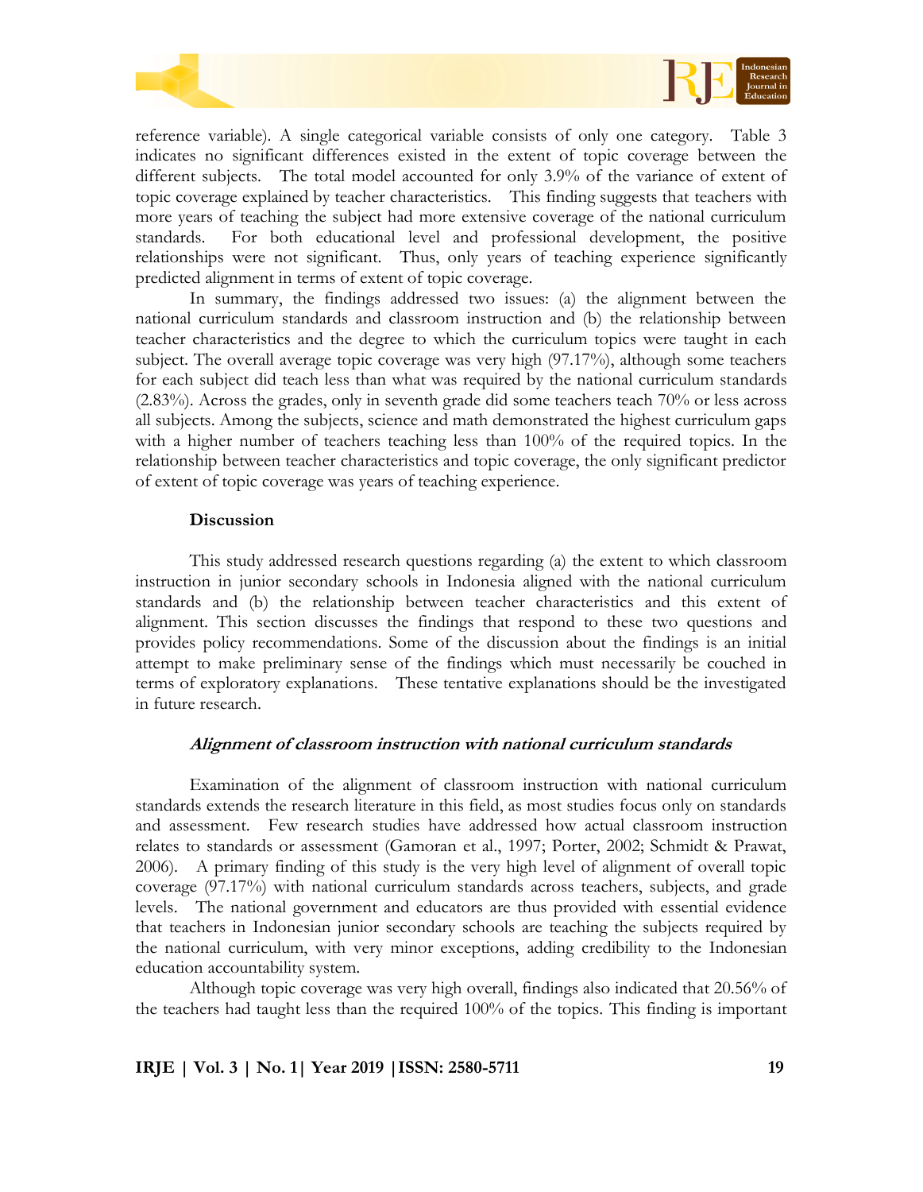reference variable). A single categorical variable consists of only one category. Table 3 indicates no significant differences existed in the extent of topic coverage between the different subjects. The total model accounted for only 3.9% of the variance of extent of topic coverage explained by teacher characteristics. This finding suggests that teachers with more years of teaching the subject had more extensive coverage of the national curriculum standards. For both educational level and professional development, the positive relationships were not significant. Thus, only years of teaching experience significantly predicted alignment in terms of extent of topic coverage.

In summary, the findings addressed two issues: (a) the alignment between the national curriculum standards and classroom instruction and (b) the relationship between teacher characteristics and the degree to which the curriculum topics were taught in each subject. The overall average topic coverage was very high (97.17%), although some teachers for each subject did teach less than what was required by the national curriculum standards (2.83%). Across the grades, only in seventh grade did some teachers teach 70% or less across all subjects. Among the subjects, science and math demonstrated the highest curriculum gaps with a higher number of teachers teaching less than 100% of the required topics. In the relationship between teacher characteristics and topic coverage, the only significant predictor of extent of topic coverage was years of teaching experience.

## Discussion

This study addressed research questions regarding (a) the extent to which classroom instruction in junior secondary schools in Indonesia aligned with the national curriculum standards and (b) the relationship between teacher characteristics and this extent of alignment. This section discusses the findings that respond to these two questions and provides policy recommendations. Some of the discussion about the findings is an initial attempt to make preliminary sense of the findings which must necessarily be couched in terms of exploratory explanations. These tentative explanations should be the investigated in future research.

### *Alignment of classroom instruction with national curriculum standards*

Examination of the alignment of classroom instruction with national curriculum standards extends the research literature in this field, as most studies focus only on standards and assessment. Few research studies have addressed how actual classroom instruction relates to standards or assessment (Gamoran et al., 1997; Porter, 2002; Schmidt & Prawat, 2006). A primary finding of this study is the very high level of alignment of overall topic coverage (97.17%) with national curriculum standards across teachers, subjects, and grade levels. The national government and educators are thus provided with essential evidence that teachers in Indonesian junior secondary schools are teaching the subjects required by the national curriculum, with very minor exceptions, adding credibility to the Indonesian education accountability system.

Although topic coverage was very high overall, findings also indicated that 20.56% of the teachers had taught less than the required 100% of the topics. This finding is important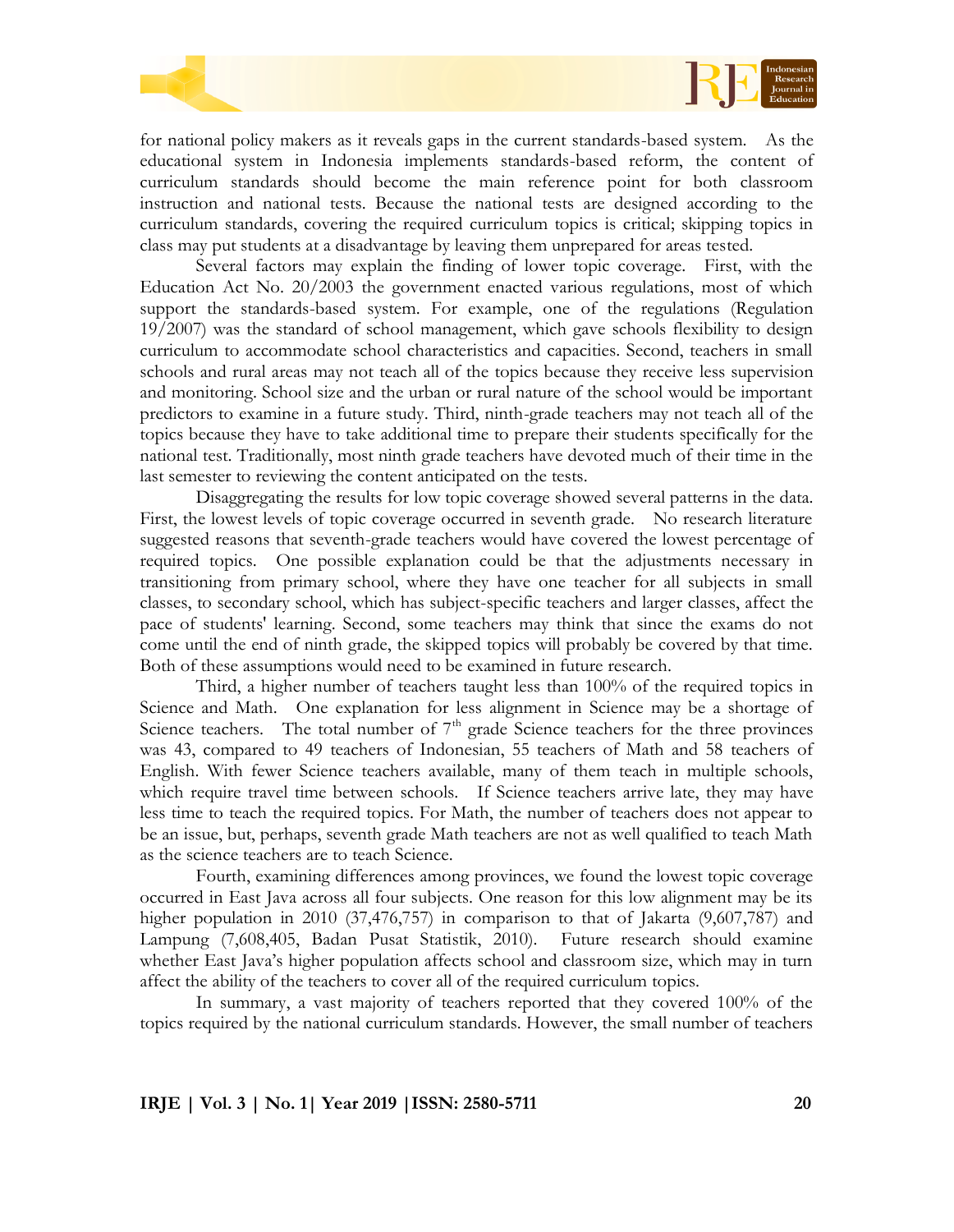for national policy makers as it reveals gaps in the current standards-based system. As the educational system in Indonesia implements standards-based reform, the content of curriculum standards should become the main reference point for both classroom instruction and national tests. Because the national tests are designed according to the curriculum standards, covering the required curriculum topics is critical; skipping topics in class may put students at a disadvantage by leaving them unprepared for areas tested.

Several factors may explain the finding of lower topic coverage. First, with the Education Act No. 20/2003 the government enacted various regulations, most of which support the standards-based system. For example, one of the regulations (Regulation 19/2007) was the standard of school management, which gave schools flexibility to design curriculum to accommodate school characteristics and capacities. Second, teachers in small schools and rural areas may not teach all of the topics because they receive less supervision and monitoring. School size and the urban or rural nature of the school would be important predictors to examine in a future study. Third, ninth-grade teachers may not teach all of the topics because they have to take additional time to prepare their students specifically for the national test. Traditionally, most ninth grade teachers have devoted much of their time in the last semester to reviewing the content anticipated on the tests.

Disaggregating the results for low topic coverage showed several patterns in the data. First, the lowest levels of topic coverage occurred in seventh grade. No research literature suggested reasons that seventh-grade teachers would have covered the lowest percentage of required topics. One possible explanation could be that the adjustments necessary in transitioning from primary school, where they have one teacher for all subjects in small classes, to secondary school, which has subject-specific teachers and larger classes, affect the pace of students' learning. Second, some teachers may think that since the exams do not come until the end of ninth grade, the skipped topics will probably be covered by that time. Both of these assumptions would need to be examined in future research.

Third, a higher number of teachers taught less than 100% of the required topics in Science and Math. One explanation for less alignment in Science may be a shortage of Science teachers. The total number of 7th grade Science teachers for the three provinces was 43, compared to 49 teachers of Indonesian, 55 teachers of Math and 58 teachers of English. With fewer Science teachers available, many of them teach in multiple schools, which require travel time between schools. If Science teachers arrive late, they may have less time to teach the required topics. For Math, the number of teachers does not appear to be an issue, but, perhaps, seventh grade Math teachers are not as well qualified to teach Math as the science teachers are to teach Science.

Fourth, examining differences among provinces, we found the lowest topic coverage occurred in East Java across all four subjects. One reason for this low alignment may be its higher population in 2010 (37,476,757) in comparison to that of Jakarta (9,607,787) and Lampung (7,608,405, Badan Pusat Statistik, 2010). Future research should examine whether East Java's higher population affects school and classroom size, which may in turn affect the ability of the teachers to cover all of the required curriculum topics.

In summary, a vast majority of teachers reported that they covered 100% of the topics required by the national curriculum standards. However, the small number of teachers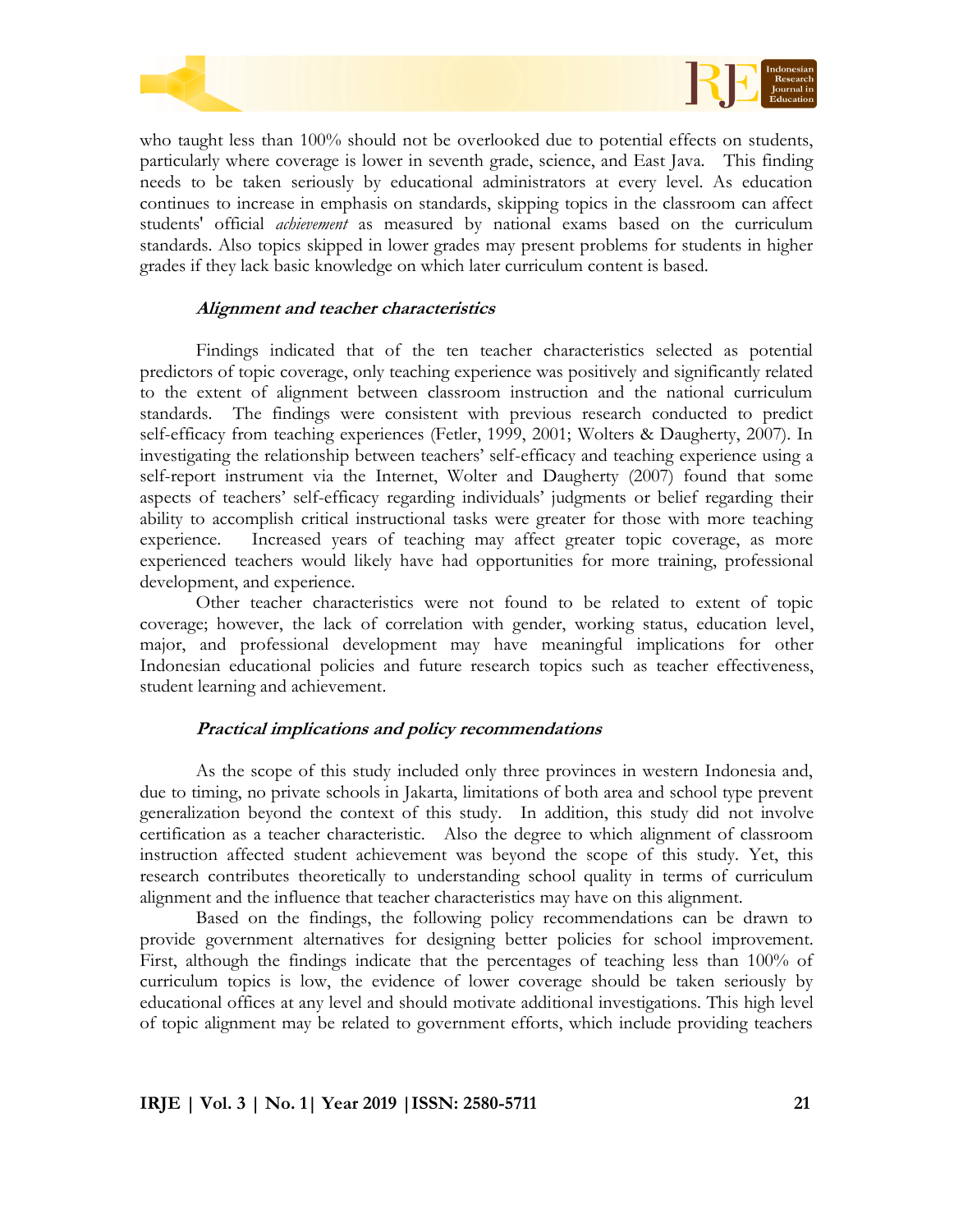who taught less than 100% should not be overlooked due to potential effects on students, particularly where coverage is lower in seventh grade, science, and East Java. This finding needs to be taken seriously by educational administrators at every level. As education continues to increase in emphasis on standards, skipping topics in the classroom can affect students' official *achievement* as measured by national exams based on the curriculum standards. Also topics skipped in lower grades may present problems for students in higher grades if they lack basic knowledge on which later curriculum content is based.

### *Alignment and teacher characteristics*

Findings indicated that of the ten teacher characteristics selected as potential predictors of topic coverage, only teaching experience was positively and significantly related to the extent of alignment between classroom instruction and the national curriculum standards. The findings were consistent with previous research conducted to predict self-efficacy from teaching experiences (Fetler, 1999, 2001; Wolters & Daugherty, 2007). In investigating the relationship between teachers' self-efficacy and teaching experience using a self-report instrument via the Internet, Wolter and Daugherty (2007) found that some aspects of teachers' self-efficacy regarding individuals' judgments or belief regarding their ability to accomplish critical instructional tasks were greater for those with more teaching experience. Increased years of teaching may affect greater topic coverage, as more experienced teachers would likely have had opportunities for more training, professional development, and experience.

Other teacher characteristics were not found to be related to extent of topic coverage; however, the lack of correlation with gender, working status, education level, major, and professional development may have meaningful implications for other Indonesian educational policies and future research topics such as teacher effectiveness, student learning and achievement.

### *Practical implications and policy recommendations*

As the scope of this study included only three provinces in western Indonesia and, due to timing, no private schools in Jakarta, limitations of both area and school type prevent generalization beyond the context of this study. In addition, this study did not involve certification as a teacher characteristic. Also the degree to which alignment of classroom instruction affected student achievement was beyond the scope of this study. Yet, this research contributes theoretically to understanding school quality in terms of curriculum alignment and the influence that teacher characteristics may have on this alignment.

Based on the findings, the following policy recommendations can be drawn to provide government alternatives for designing better policies for school improvement. First, although the findings indicate that the percentages of teaching less than 100% of curriculum topics is low, the evidence of lower coverage should be taken seriously by educational offices at any level and should motivate additional investigations. This high level of topic alignment may be related to government efforts, which include providing teachers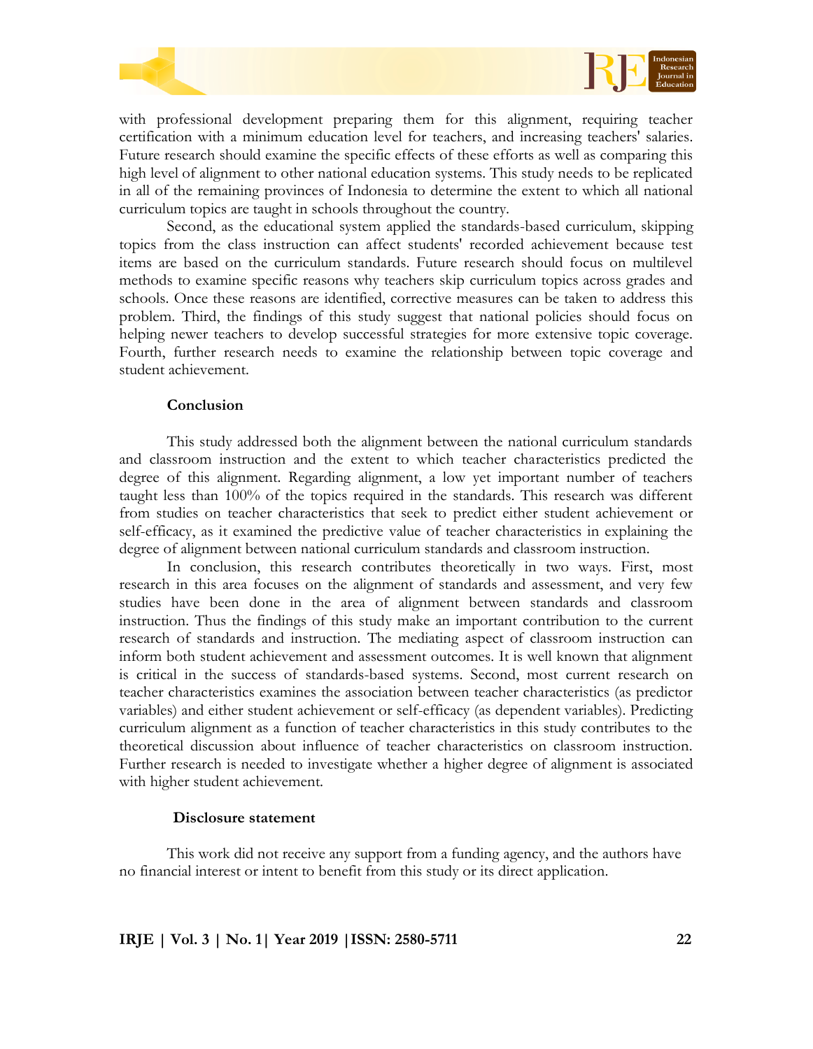with professional development preparing them for this alignment, requiring teacher certification with a minimum education level for teachers, and increasing teachers' salaries. Future research should examine the specific effects of these efforts as well as comparing this high level of alignment to other national education systems. This study needs to be replicated in all of the remaining provinces of Indonesia to determine the extent to which all national curriculum topics are taught in schools throughout the country.

Second, as the educational system applied the standards-based curriculum, skipping topics from the class instruction can affect students' recorded achievement because test items are based on the curriculum standards. Future research should focus on multilevel methods to examine specific reasons why teachers skip curriculum topics across grades and schools. Once these reasons are identified, corrective measures can be taken to address this problem. Third, the findings of this study suggest that national policies should focus on helping newer teachers to develop successful strategies for more extensive topic coverage. Fourth, further research needs to examine the relationship between topic coverage and student achievement.

## Conclusion

This study addressed both the alignment between the national curriculum standards and classroom instruction and the extent to which teacher characteristics predicted the degree of this alignment. Regarding alignment, a low yet important number of teachers taught less than 100% of the topics required in the standards. This research was different from studies on teacher characteristics that seek to predict either student achievement or self-efficacy, as it examined the predictive value of teacher characteristics in explaining the degree of alignment between national curriculum standards and classroom instruction.

In conclusion, this research contributes theoretically in two ways. First, most research in this area focuses on the alignment of standards and assessment, and very few studies have been done in the area of alignment between standards and classroom instruction. Thus the findings of this study make an important contribution to the current research of standards and instruction. The mediating aspect of classroom instruction can inform both student achievement and assessment outcomes. It is well known that alignment is critical in the success of standards-based systems. Second, most current research on teacher characteristics examines the association between teacher characteristics (as predictor variables) and either student achievement or self-efficacy (as dependent variables). Predicting curriculum alignment as a function of teacher characteristics in this study contributes to the theoretical discussion about influence of teacher characteristics on classroom instruction. Further research is needed to investigate whether a higher degree of alignment is associated with higher student achievement.

## Disclosure statement

This work did not receive any support from a funding agency, and the authors have no financial interest or intent to benefit from this study or its direct application.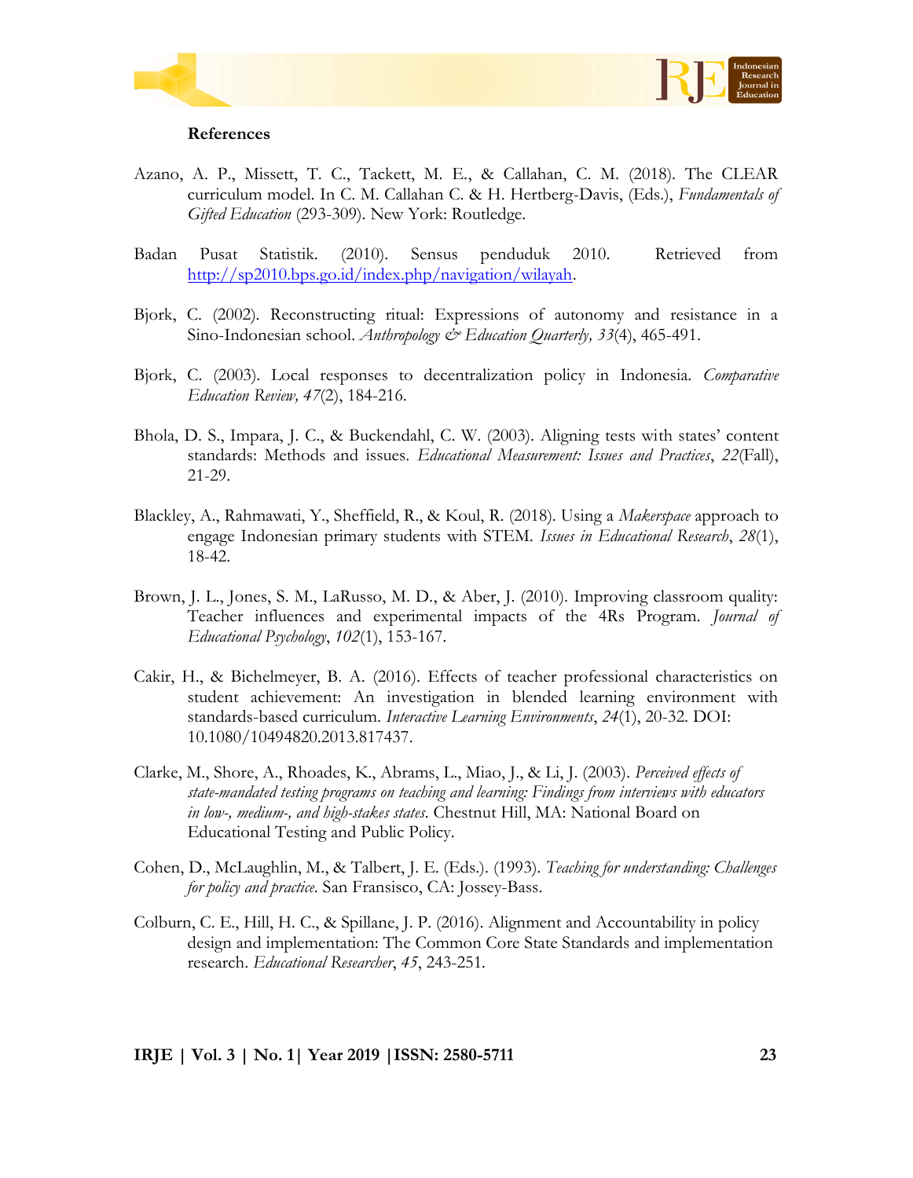**References**

Azano, A. P., Missett, T. C., Tackett, M. E., & Callahan, C. M. (2018). The CLEAR curriculum model. In C. M. Callahan C. & H. Hertberg-Davis, (Eds.), *Fundamentals of Gifted Education* (293-309). New York: Routledge.

Badan Pusat Statistik. (2010). Sensus penduduk 2010. Retrieved from http://sp2010.bps.go.id/index.php/navigation/wilayah.

Bjork, C. (2002). Reconstructing ritual: Expressions of autonomy and resistance in a Sino-Indonesian school. *Anthropology & Education Quarterly, 33*(4), 465-491.

Bjork, C. (2003). Local responses to decentralization policy in Indonesia. *Comparative Education Review, 47*(2), 184-216.

Bhola, D. S., Impara, J. C., & Buckendahl, C. W. (2003). Aligning tests with states' content standards: Methods and issues. *Educational Measurement: Issues and Practices*, *22*(Fall), 21-29.

Blackley, A., Rahmawati, Y., Sheffield, R., & Koul, R. (2018). Using a *Makerspace* approach to engage Indonesian primary students with STEM. *Issues in Educational Research*, *28*(1), 18-42.

Brown, J. L., Jones, S. M., LaRusso, M. D., & Aber, J. (2010). Improving classroom quality: Teacher influences and experimental impacts of the 4Rs Program. *Journal of Educational Psychology*, *102*(1), 153-167.

Cakir, H., & Bichelmeyer, B. A. (2016). Effects of teacher professional characteristics on student achievement: An investigation in blended learning environment with standards-based curriculum. *Interactive Learning Environments*, *24*(1), 20-32. DOI: 10.1080/10494820.2013.817437.

Clarke, M., Shore, A., Rhoades, K., Abrams, L., Miao, J., & Li, J. (2003). *Perceived effects of state-mandated testing programs on teaching and learning: Findings from interviews with educators in low-, medium-, and high-stakes states.* Chestnut Hill, MA: National Board on Educational Testing and Public Policy.

Cohen, D., McLaughlin, M., & Talbert, J. E. (Eds.). (1993). *Teaching for understanding: Challenges for policy and practice.* San Fransisco, CA: Jossey-Bass.

Colburn, C. E., Hill, H. C., & Spillane, J. P. (2016). Alignment and Accountability in policy design and implementation: The Common Core State Standards and implementation research. *Educational Researcher*, *45*, 243-251.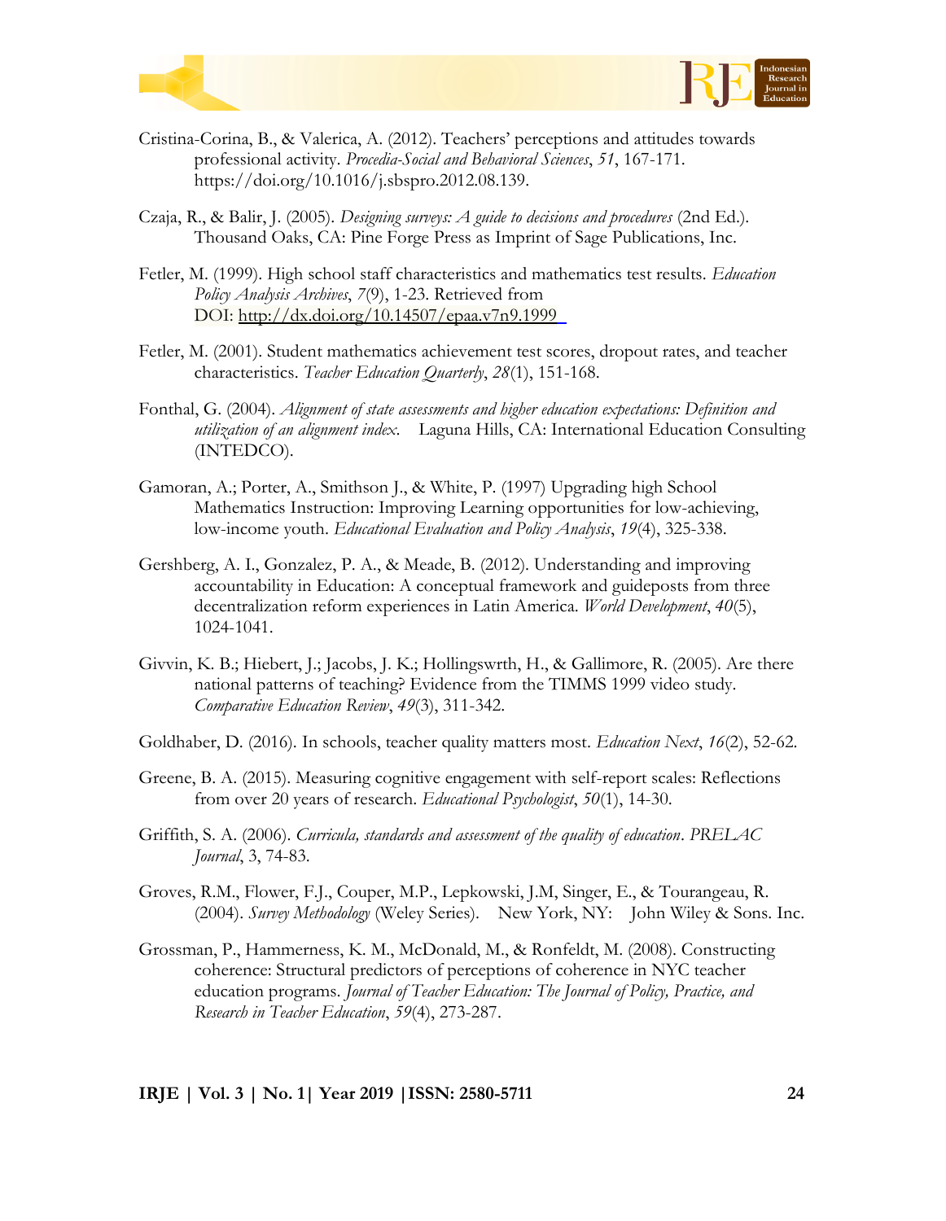Cristina-Corina, B., & Valerica, A. (2012). Teachers' perceptions and attitudes towards professional activity. *Procedia-Social and Behavioral Sciences*, *51*, 167-171. https://doi.org/10.1016/j.sbspro.2012.08.139.

Czaja, R., & Balir, J. (2005). *Designing surveys: A guide to decisions and procedures* (2nd Ed.). Thousand Oaks, CA: Pine Forge Press as Imprint of Sage Publications, Inc.

Fetler, M. (1999). High school staff characteristics and mathematics test results. *Education Policy Analysis Archives*, *7*(9), 1-23. Retrieved from DOI: http://dx.doi.org/10.14507/epaa.v7n9.1999

Fetler, M. (2001). Student mathematics achievement test scores, dropout rates, and teacher characteristics. *Teacher Education Quarterly*, *28*(1), 151-168.

Fonthal, G. (2004). *Alignment of state assessments and higher education expectations: Definition and utilization of an alignment index*. Laguna Hills, CA: International Education Consulting (INTEDCO).

Gamoran, A.; Porter, A., Smithson J., & White, P. (1997) Upgrading high School Mathematics Instruction: Improving Learning opportunities for low-achieving, low-income youth. *Educational Evaluation and Policy Analysis*, *19*(4), 325-338.

Gershberg, A. I., Gonzalez, P. A., & Meade, B. (2012). Understanding and improving accountability in Education: A conceptual framework and guideposts from three decentralization reform experiences in Latin America. *World Development*, *40*(5), 1024-1041.

Givvin, K. B.; Hiebert, J.; Jacobs, J. K.; Hollingswrth, H., & Gallimore, R. (2005). Are there national patterns of teaching? Evidence from the TIMMS 1999 video study. *Comparative Education Review*, *49*(3), 311-342.

Goldhaber, D. (2016). In schools, teacher quality matters most. *Education Next*, *16*(2), 52-62.

Greene, B. A. (2015). Measuring cognitive engagement with self-report scales: Reflections from over 20 years of research. *Educational Psychologist*, *50*(1), 14-30.

Griffith, S. A. (2006). *Curricula, standards and assessment of the quality of education*. *PRELAC Journal*, 3, 74-83.

Groves, R.M., Flower, F.J., Couper, M.P., Lepkowski, J.M, Singer, E., & Tourangeau, R. (2004). *Survey Methodology* (Weley Series). New York, NY: John Wiley & Sons. Inc.

Grossman, P., Hammerness, K. M., McDonald, M., & Ronfeldt, M. (2008). Constructing coherence: Structural predictors of perceptions of coherence in NYC teacher education programs. *Journal of Teacher Education: The Journal of Policy, Practice, and Research in Teacher Education*, *59*(4), 273-287.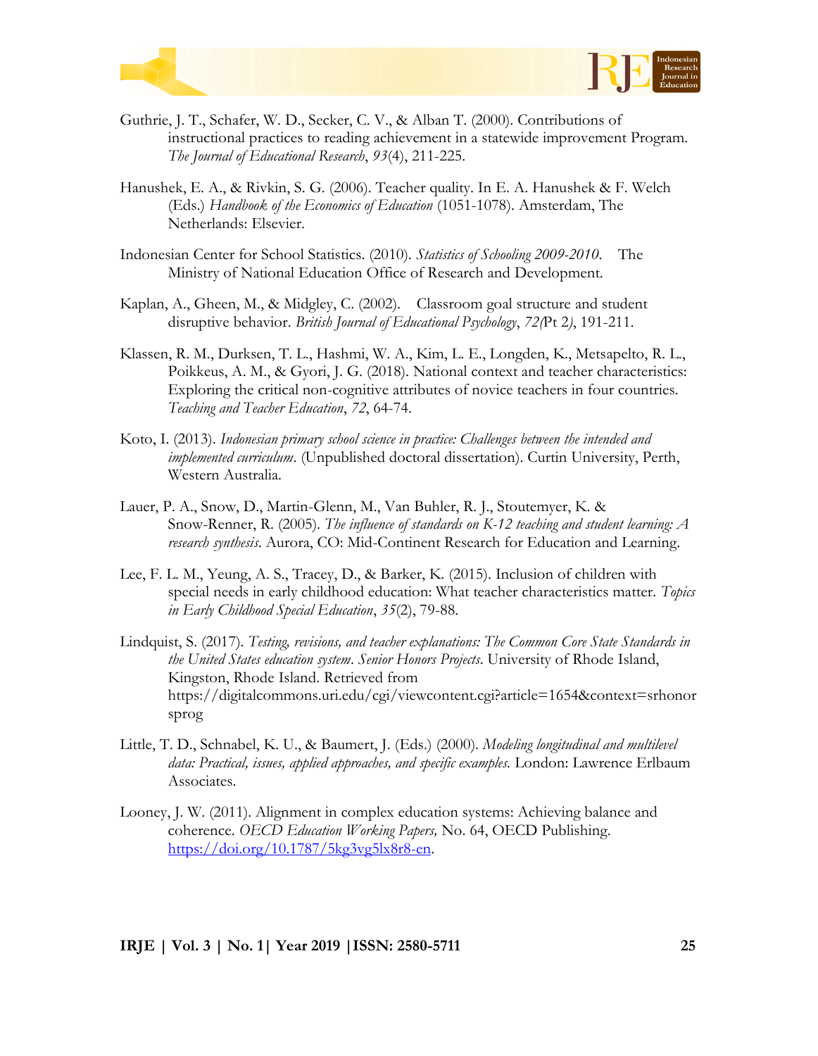Guthrie, J. T., Schafer, W. D., Secker, C. V., & Alban T. (2000). Contributions of instructional practices to reading achievement in a statewide improvement Program. *The Journal of Educational Research*, *93*(4), 211-225.

Hanushek, E. A., & Rivkin, S. G. (2006). Teacher quality. In E. A. Hanushek & F. Welch (Eds.) *Handbook of the Economics of Education* (1051-1078). Amsterdam, The Netherlands: Elsevier.

Indonesian Center for School Statistics. (2010). *Statistics of Schooling 2009-2010*. The Ministry of National Education Office of Research and Development.

Kaplan, A., Gheen, M., & Midgley, C. (2002). Classroom goal structure and student disruptive behavior. *British Journal of Educational Psychology*, *72(*Pt 2*)*, 191-211.

Klassen, R. M., Durksen, T. L., Hashmi, W. A., Kim, L. E., Longden, K., Metsapelto, R. L., Poikkeus, A. M., & Gyori, J. G. (2018). National context and teacher characteristics: Exploring the critical non-cognitive attributes of novice teachers in four countries. *Teaching and Teacher Education*, *72*, 64-74.

Koto, I. (2013). *Indonesian primary school science in practice: Challenges between the intended and implemented curriculum*. (Unpublished doctoral dissertation). Curtin University, Perth, Western Australia.

Lauer, P. A., Snow, D., Martin-Glenn, M., Van Buhler, R. J., Stoutemyer, K. & Snow-Renner, R. (2005). *The influence of standards on K-12 teaching and student learning: A research synthesis*. Aurora, CO: Mid-Continent Research for Education and Learning.

Lee, F. L. M., Yeung, A. S., Tracey, D., & Barker, K. (2015). Inclusion of children with special needs in early childhood education: What teacher characteristics matter. *Topics in Early Childhood Special Education*, *35*(2), 79-88.

Lindquist, S. (2017). *Testing, revisions, and teacher explanations: The Common Core State Standards in the United States education system*. *Senior Honors Projects*. University of Rhode Island, Kingston, Rhode Island. Retrieved from https://digitalcommons.uri.edu/cgi/viewcontent.cgi?article=1654&context=srhonorsprog

Little, T. D., Schnabel, K. U., & Baumert, J. (Eds.) (2000). *Modeling longitudinal and multilevel data: Practical, issues, applied approaches, and specific examples.* London: Lawrence Erlbaum Associates.

Looney, J. W. (2011). Alignment in complex education systems: Achieving balance and coherence. *OECD Education Working Papers,* No. 64, OECD Publishing. https://doi.org/10.1787/5kg3vg5lx8r8-en.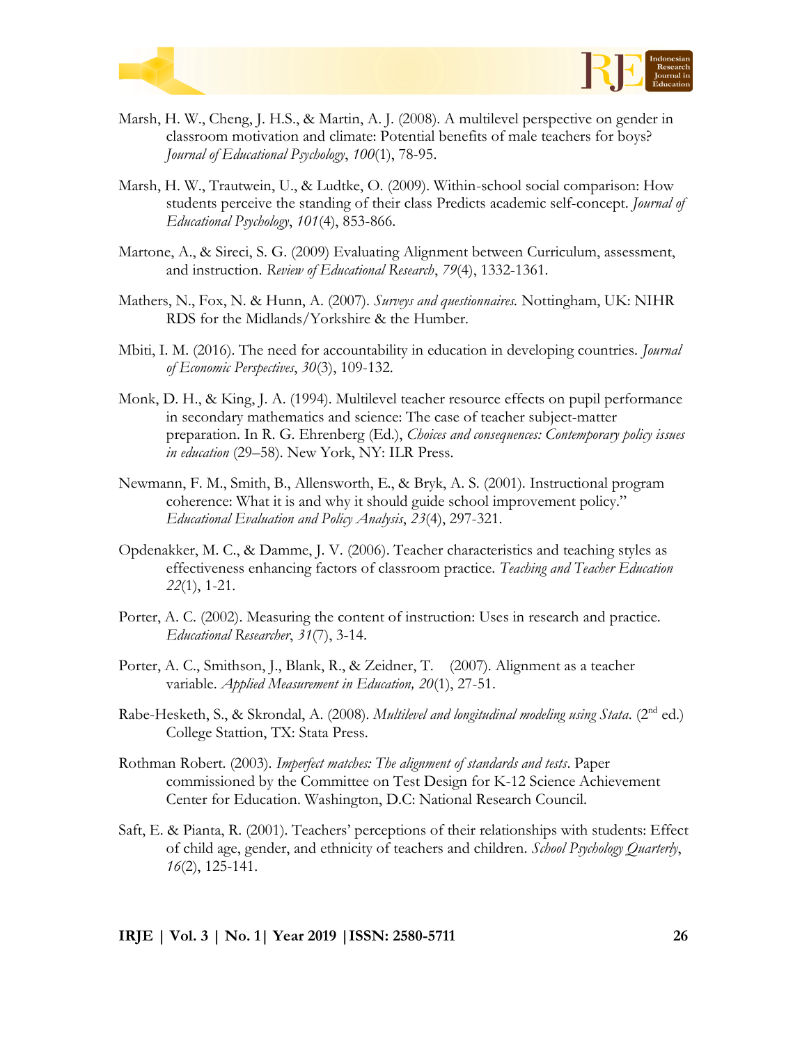Marsh, H. W., Cheng, J. H.S., & Martin, A. J. (2008). A multilevel perspective on gender in classroom motivation and climate: Potential benefits of male teachers for boys? *Journal of Educational Psychology*, *100*(1), 78-95.

Marsh, H. W., Trautwein, U., & Ludtke, O. (2009). Within-school social comparison: How students perceive the standing of their class Predicts academic self-concept. *Journal of Educational Psychology*, *101*(4), 853-866.

Martone, A., & Sireci, S. G. (2009) Evaluating Alignment between Curriculum, assessment, and instruction. *Review of Educational Research*, *79*(4), 1332-1361.

Mathers, N., Fox, N. & Hunn, A. (2007). *Surveys and questionnaires.* Nottingham, UK: NIHR RDS for the Midlands/Yorkshire & the Humber.

Mbiti, I. M. (2016). The need for accountability in education in developing countries. *Journal of Economic Perspectives*, *30*(3), 109-132.

Monk, D. H., & King, J. A. (1994). Multilevel teacher resource effects on pupil performance in secondary mathematics and science: The case of teacher subject-matter preparation. In R. G. Ehrenberg (Ed.), *Choices and consequences: Contemporary policy issues in education* (29–58). New York, NY: ILR Press.

Newmann, F. M., Smith, B., Allensworth, E., & Bryk, A. S. (2001). Instructional program coherence: What it is and why it should guide school improvement policy." *Educational Evaluation and Policy Analysis*, *23*(4), 297-321.

Opdenakker, M. C., & Damme, J. V. (2006). Teacher characteristics and teaching styles as effectiveness enhancing factors of classroom practice. *Teaching and Teacher Education* *22*(1), 1-21.

Porter, A. C. (2002). Measuring the content of instruction: Uses in research and practice. *Educational Researcher*, *31*(7), 3-14.

Porter, A. C., Smithson, J., Blank, R., & Zeidner, T. (2007). Alignment as a teacher variable. *Applied Measurement in Education, 20*(1), 27-51.

Rabe-Hesketh, S., & Skrondal, A. (2008). *Multilevel and longitudinal modeling using Stata*. (2nd ed.) College Stattion, TX: Stata Press.

Rothman Robert. (2003). *Imperfect matches: The alignment of standards and tests*. Paper commissioned by the Committee on Test Design for K-12 Science Achievement Center for Education. Washington, D.C: National Research Council.

Saft, E. & Pianta, R. (2001). Teachers' perceptions of their relationships with students: Effect of child age, gender, and ethnicity of teachers and children. *School Psychology Quarterly*, *16*(2), 125-141.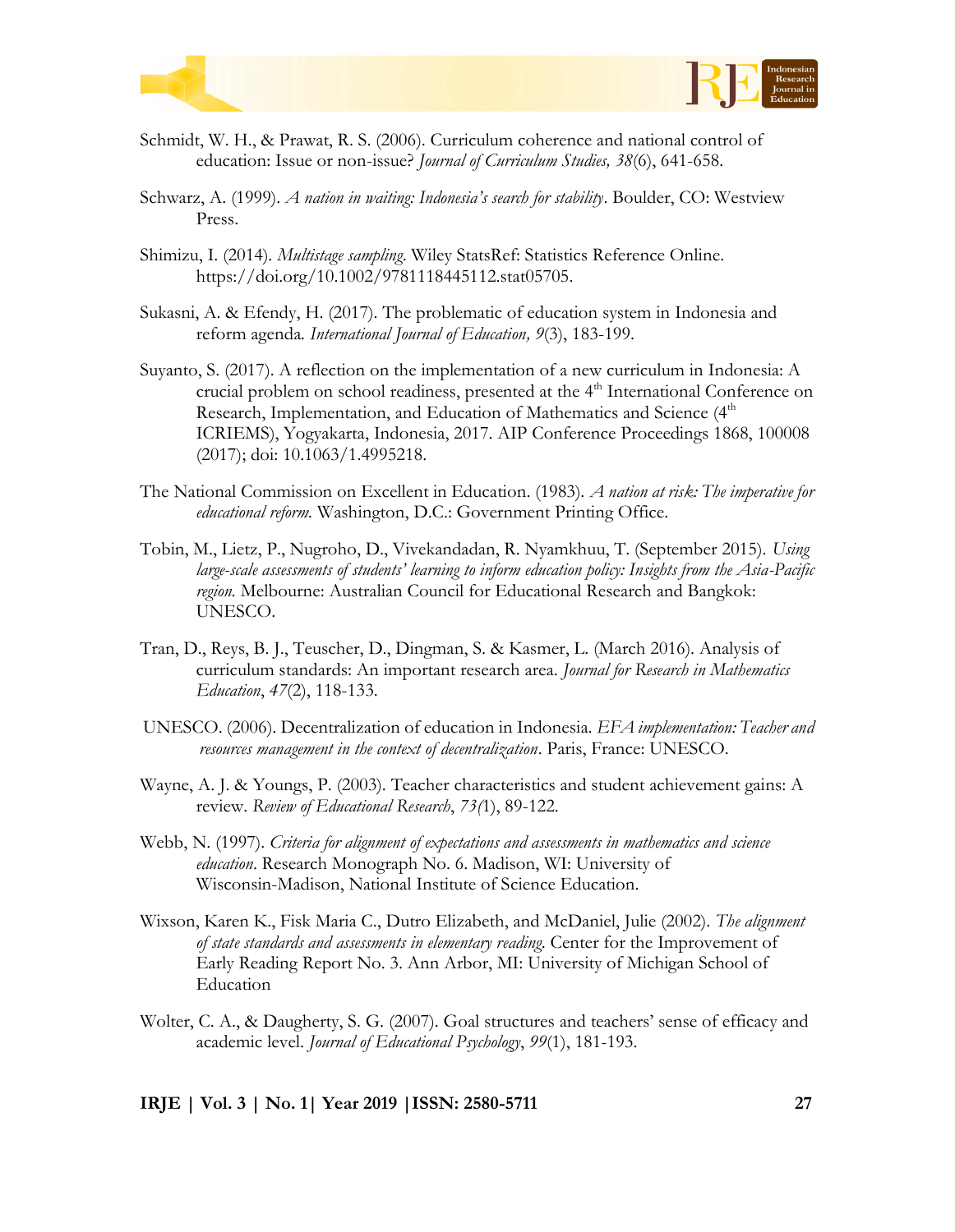Schmidt, W. H., & Prawat, R. S. (2006). Curriculum coherence and national control of education: Issue or non-issue? *Journal of Curriculum Studies, 38*(6), 641-658.

Schwarz, A. (1999). *A nation in waiting: Indonesia's search for stability*. Boulder, CO: Westview Press.

Shimizu, I. (2014). *Multistage sampling*. Wiley StatsRef: Statistics Reference Online. https://doi.org/10.1002/9781118445112.stat05705.

Sukasni, A. & Efendy, H. (2017). The problematic of education system in Indonesia and reform agenda. *International Journal of Education, 9*(3), 183-199.

Suyanto, S. (2017). A reflection on the implementation of a new curriculum in Indonesia: A crucial problem on school readiness, presented at the 4th International Conference on Research, Implementation, and Education of Mathematics and Science (4th ICRIEMS), Yogyakarta, Indonesia, 2017. AIP Conference Proceedings 1868, 100008 (2017); doi: 10.1063/1.4995218.

The National Commission on Excellent in Education. (1983). *A nation at risk: The imperative for educational reform.* Washington, D.C.: Government Printing Office.

Tobin, M., Lietz, P., Nugroho, D., Vivekandadan, R. Nyamkhuu, T. (September 2015). *Using large-scale assessments of students' learning to inform education policy: Insights from the Asia-Pacific region.* Melbourne: Australian Council for Educational Research and Bangkok: UNESCO.

Tran, D., Reys, B. J., Teuscher, D., Dingman, S. & Kasmer, L. (March 2016). Analysis of curriculum standards: An important research area. *Journal for Research in Mathematics Education*, *47*(2), 118-133.

UNESCO. (2006). Decentralization of education in Indonesia. *EFA implementation: Teacher and resources management in the context of decentralization*. Paris, France: UNESCO.

Wayne, A. J. & Youngs, P. (2003). Teacher characteristics and student achievement gains: A review. *Review of Educational Research*, *73(*1), 89-122.

Webb, N. (1997). *Criteria for alignment of expectations and assessments in mathematics and science education*. Research Monograph No. 6. Madison, WI: University of Wisconsin-Madison, National Institute of Science Education.

Wixson, Karen K., Fisk Maria C., Dutro Elizabeth, and McDaniel, Julie (2002). *The alignment of state standards and assessments in elementary reading.* Center for the Improvement of Early Reading Report No. 3. Ann Arbor, MI: University of Michigan School of Education

Wolter, C. A., & Daugherty, S. G. (2007). Goal structures and teachers' sense of efficacy and academic level. *Journal of Educational Psychology*, *99*(1), 181-193.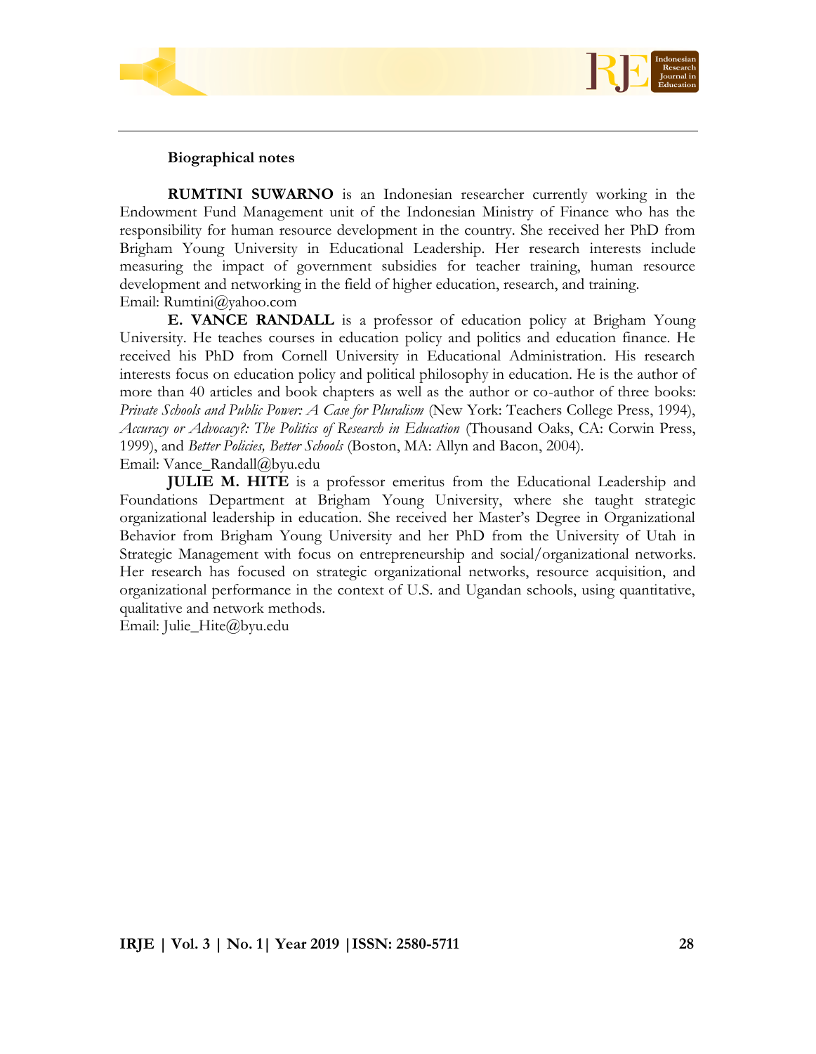### Biographical notes

**RUMTINI SUWARNO** is an Indonesian researcher currently working in the Endowment Fund Management unit of the Indonesian Ministry of Finance who has the responsibility for human resource development in the country. She received her PhD from Brigham Young University in Educational Leadership. Her research interests include measuring the impact of government subsidies for teacher training, human resource development and networking in the field of higher education, research, and training.
Email: Rumtini@yahoo.com

**E. VANCE RANDALL** is a professor of education policy at Brigham Young University. He teaches courses in education policy and politics and education finance. He received his PhD from Cornell University in Educational Administration. His research interests focus on education policy and political philosophy in education. He is the author of more than 40 articles and book chapters as well as the author or co-author of three books: *Private Schools and Public Power: A Case for Pluralism* (New York: Teachers College Press, 1994), *Accuracy or Advocacy?: The Politics of Research in Education* (Thousand Oaks, CA: Corwin Press, 1999), and *Better Policies, Better Schools* (Boston, MA: Allyn and Bacon, 2004).
Email: Vance_Randall@byu.edu

**JULIE M. HITE** is a professor emeritus from the Educational Leadership and Foundations Department at Brigham Young University, where she taught strategic organizational leadership in education. She received her Master's Degree in Organizational Behavior from Brigham Young University and her PhD from the University of Utah in Strategic Management with focus on entrepreneurship and social/organizational networks. Her research has focused on strategic organizational networks, resource acquisition, and organizational performance in the context of U.S. and Ugandan schools, using quantitative, qualitative and network methods.
Email: Julie_Hite@byu.edu